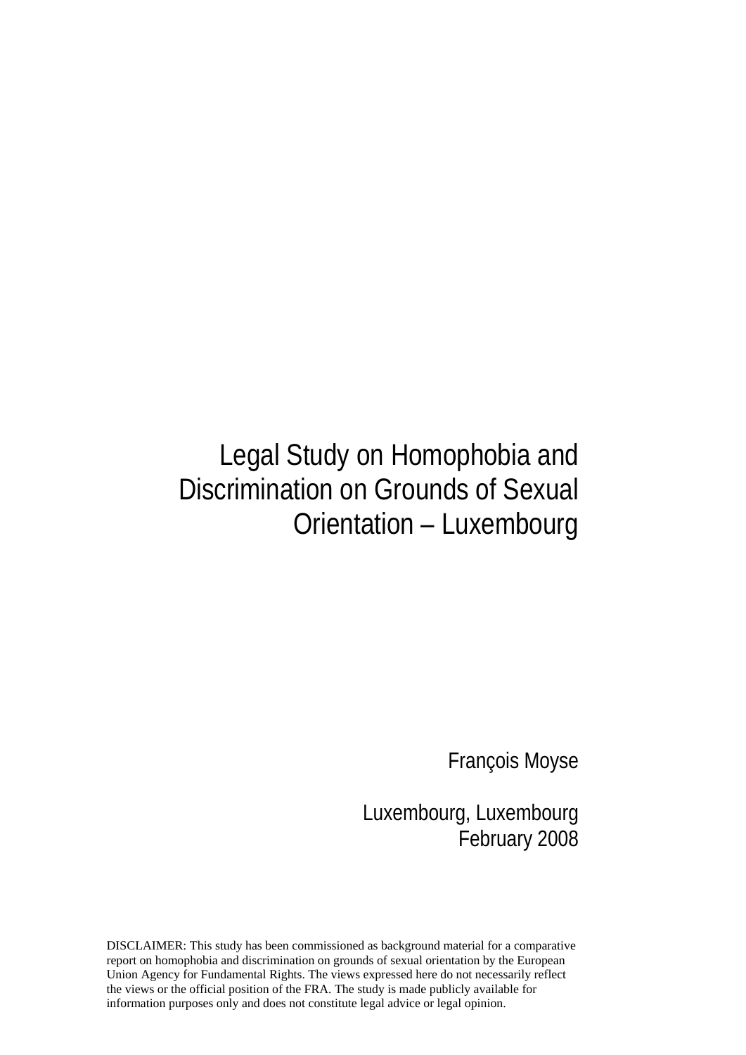# Legal Study on Homophobia and Discrimination on Grounds of Sexual Orientation – Luxembourg

François Moyse

Luxembourg, Luxembourg
February 2008

DISCLAIMER: This study has been commissioned as background material for a comparative report on homophobia and discrimination on grounds of sexual orientation by the European Union Agency for Fundamental Rights. The views expressed here do not necessarily reflect the views or the official position of the FRA. The study is made publicly available for information purposes only and does not constitute legal advice or legal opinion.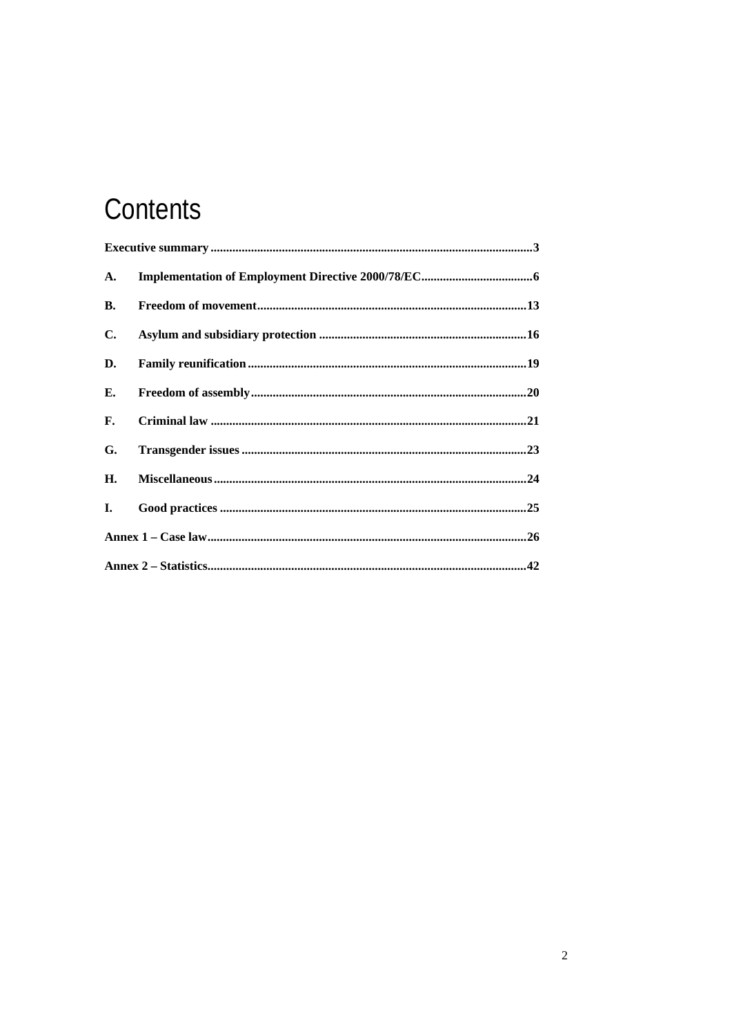# Contents

**Executive summary**.......................................................................................................**3**

**A. Implementation of Employment Directive 2000/78/EC**....................................**6**

**B. Freedom of movement**......................................................................................**13**

**C. Asylum and subsidiary protection** ..................................................................**16**

**D. Family reunification**.........................................................................................**19**

**E. Freedom of assembly**........................................................................................**20**

**F. Criminal law** .....................................................................................................**21**

**G. Transgender issues** ...........................................................................................**23**

**H. Miscellaneous**....................................................................................................**24**

**I. Good practices** ..................................................................................................**25**

**Annex 1 – Case law**......................................................................................................**26**

**Annex 2 – Statistics**......................................................................................................**42**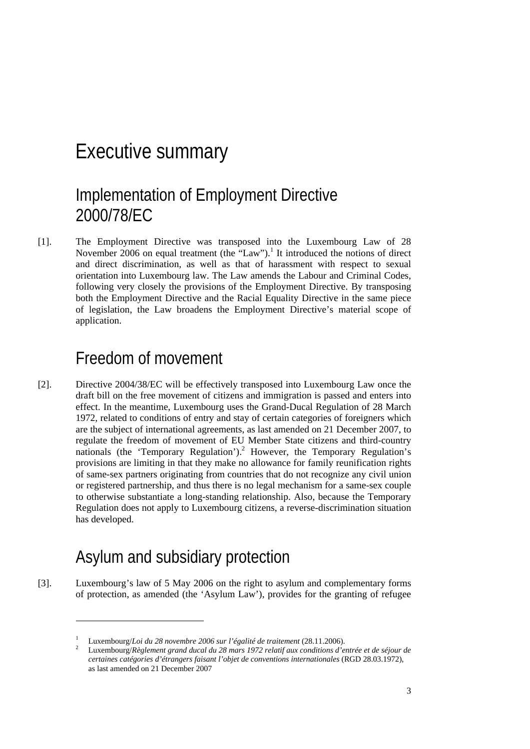# Executive summary

## Implementation of Employment Directive 2000/78/EC

[1]. The Employment Directive was transposed into the Luxembourg Law of 28 November 2006 on equal treatment (the "Law").[1] It introduced the notions of direct and direct discrimination, as well as that of harassment with respect to sexual orientation into Luxembourg law. The Law amends the Labour and Criminal Codes, following very closely the provisions of the Employment Directive. By transposing both the Employment Directive and the Racial Equality Directive in the same piece of legislation, the Law broadens the Employment Directive's material scope of application.

## Freedom of movement

[2]. Directive 2004/38/EC will be effectively transposed into Luxembourg Law once the draft bill on the free movement of citizens and immigration is passed and enters into effect. In the meantime, Luxembourg uses the Grand-Ducal Regulation of 28 March 1972, related to conditions of entry and stay of certain categories of foreigners which are the subject of international agreements, as last amended on 21 December 2007, to regulate the freedom of movement of EU Member State citizens and third-country nationals (the 'Temporary Regulation').[2] However, the Temporary Regulation's provisions are limiting in that they make no allowance for family reunification rights of same-sex partners originating from countries that do not recognize any civil union or registered partnership, and thus there is no legal mechanism for a same-sex couple to otherwise substantiate a long-standing relationship. Also, because the Temporary Regulation does not apply to Luxembourg citizens, a reverse-discrimination situation has developed.

## Asylum and subsidiary protection

[3]. Luxembourg's law of 5 May 2006 on the right to asylum and complementary forms of protection, as amended (the 'Asylum Law'), provides for the granting of refugee

---

[1] Luxembourg/*Loi du 28 novembre 2006 sur l'égalité de traitement* (28.11.2006).

[2] Luxembourg/*Règlement grand ducal du 28 mars 1972 relatif aux conditions d'entrée et de séjour de certaines catégories d'étrangers faisant l'objet de conventions internationales* (RGD 28.03.1972), as last amended on 21 December 2007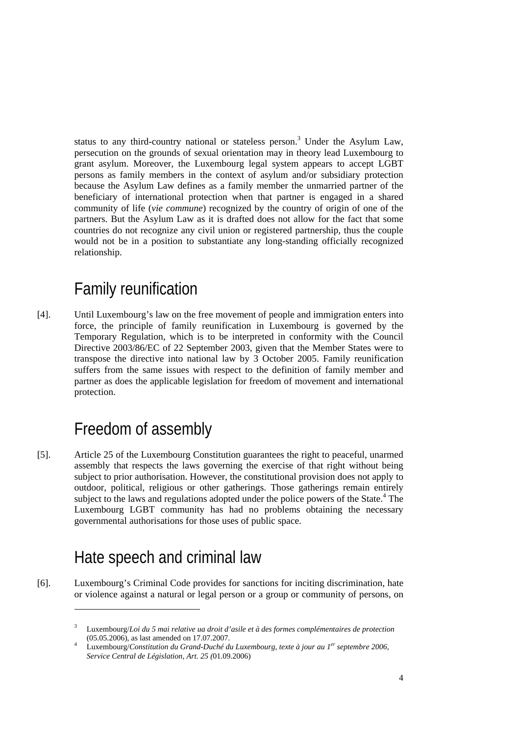status to any third-country national or stateless person.[3] Under the Asylum Law, persecution on the grounds of sexual orientation may in theory lead Luxembourg to grant asylum. Moreover, the Luxembourg legal system appears to accept LGBT persons as family members in the context of asylum and/or subsidiary protection because the Asylum Law defines as a family member the unmarried partner of the beneficiary of international protection when that partner is engaged in a shared community of life (*vie commune*) recognized by the country of origin of one of the partners. But the Asylum Law as it is drafted does not allow for the fact that some countries do not recognize any civil union or registered partnership, thus the couple would not be in a position to substantiate any long-standing officially recognized relationship.

# Family reunification

[4]. Until Luxembourg's law on the free movement of people and immigration enters into force, the principle of family reunification in Luxembourg is governed by the Temporary Regulation, which is to be interpreted in conformity with the Council Directive 2003/86/EC of 22 September 2003, given that the Member States were to transpose the directive into national law by 3 October 2005. Family reunification suffers from the same issues with respect to the definition of family member and partner as does the applicable legislation for freedom of movement and international protection.

# Freedom of assembly

[5]. Article 25 of the Luxembourg Constitution guarantees the right to peaceful, unarmed assembly that respects the laws governing the exercise of that right without being subject to prior authorisation. However, the constitutional provision does not apply to outdoor, political, religious or other gatherings. Those gatherings remain entirely subject to the laws and regulations adopted under the police powers of the State.[4] The Luxembourg LGBT community has had no problems obtaining the necessary governmental authorisations for those uses of public space.

# Hate speech and criminal law

[6]. Luxembourg's Criminal Code provides for sanctions for inciting discrimination, hate or violence against a natural or legal person or a group or community of persons, on

---

[3] Luxembourg/*Loi du 5 mai relative ua droit d'asile et à des formes complémentaires de protection* (05.05.2006), as last amended on 17.07.2007.

[4] Luxembourg/*Constitution du Grand-Duché du Luxembourg, texte à jour au 1er septembre 2006, Service Central de Législation, Art. 25 (*01.09.2006)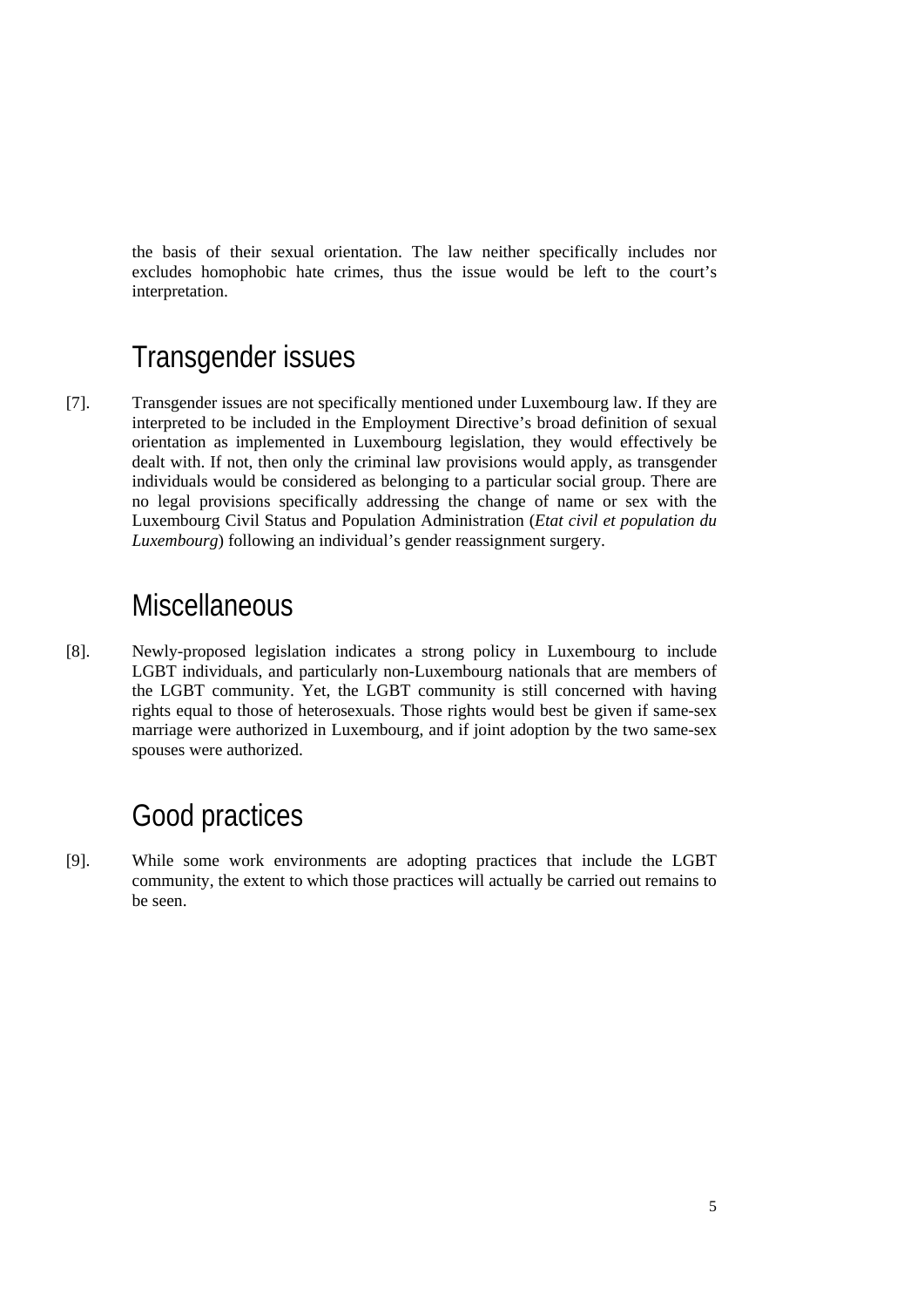the basis of their sexual orientation. The law neither specifically includes nor excludes homophobic hate crimes, thus the issue would be left to the court's interpretation.

## Transgender issues

[7]. Transgender issues are not specifically mentioned under Luxembourg law. If they are interpreted to be included in the Employment Directive's broad definition of sexual orientation as implemented in Luxembourg legislation, they would effectively be dealt with. If not, then only the criminal law provisions would apply, as transgender individuals would be considered as belonging to a particular social group. There are no legal provisions specifically addressing the change of name or sex with the Luxembourg Civil Status and Population Administration (*Etat civil et population du Luxembourg*) following an individual's gender reassignment surgery.

## Miscellaneous

[8]. Newly-proposed legislation indicates a strong policy in Luxembourg to include LGBT individuals, and particularly non-Luxembourg nationals that are members of the LGBT community. Yet, the LGBT community is still concerned with having rights equal to those of heterosexuals. Those rights would best be given if same-sex marriage were authorized in Luxembourg, and if joint adoption by the two same-sex spouses were authorized.

## Good practices

[9]. While some work environments are adopting practices that include the LGBT community, the extent to which those practices will actually be carried out remains to be seen.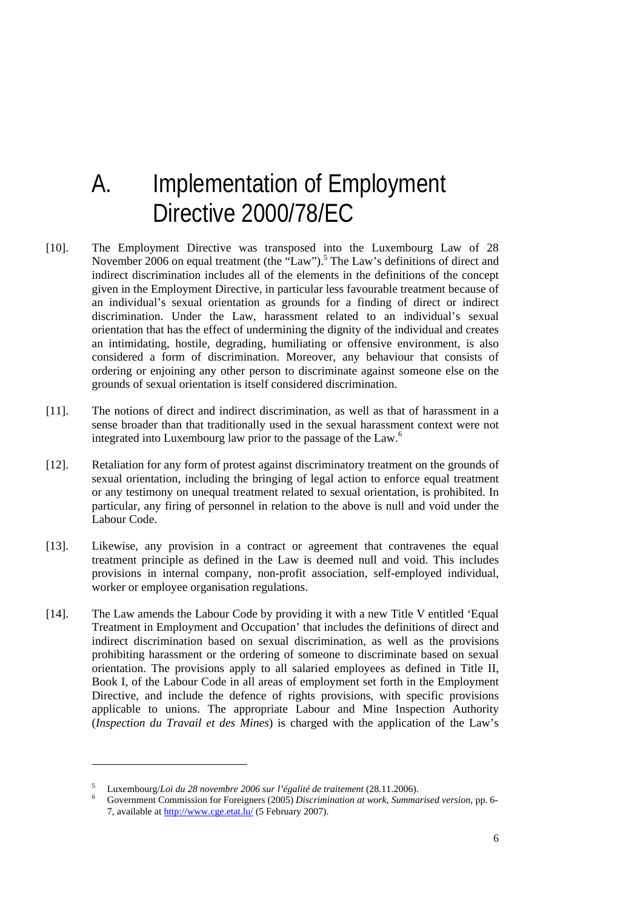# A. Implementation of Employment Directive 2000/78/EC

[10]. The Employment Directive was transposed into the Luxembourg Law of 28 November 2006 on equal treatment (the "Law").[5] The Law's definitions of direct and indirect discrimination includes all of the elements in the definitions of the concept given in the Employment Directive, in particular less favourable treatment because of an individual's sexual orientation as grounds for a finding of direct or indirect discrimination. Under the Law, harassment related to an individual's sexual orientation that has the effect of undermining the dignity of the individual and creates an intimidating, hostile, degrading, humiliating or offensive environment, is also considered a form of discrimination. Moreover, any behaviour that consists of ordering or enjoining any other person to discriminate against someone else on the grounds of sexual orientation is itself considered discrimination.

[11]. The notions of direct and indirect discrimination, as well as that of harassment in a sense broader than that traditionally used in the sexual harassment context were not integrated into Luxembourg law prior to the passage of the Law.[6]

[12]. Retaliation for any form of protest against discriminatory treatment on the grounds of sexual orientation, including the bringing of legal action to enforce equal treatment or any testimony on unequal treatment related to sexual orientation, is prohibited. In particular, any firing of personnel in relation to the above is null and void under the Labour Code.

[13]. Likewise, any provision in a contract or agreement that contravenes the equal treatment principle as defined in the Law is deemed null and void. This includes provisions in internal company, non-profit association, self-employed individual, worker or employee organisation regulations.

[14]. The Law amends the Labour Code by providing it with a new Title V entitled 'Equal Treatment in Employment and Occupation' that includes the definitions of direct and indirect discrimination based on sexual discrimination, as well as the provisions prohibiting harassment or the ordering of someone to discriminate based on sexual orientation. The provisions apply to all salaried employees as defined in Title II, Book I, of the Labour Code in all areas of employment set forth in the Employment Directive, and include the defence of rights provisions, with specific provisions applicable to unions. The appropriate Labour and Mine Inspection Authority (*Inspection du Travail et des Mines*) is charged with the application of the Law's

---

[5] Luxembourg/*Loi du 28 novembre 2006 sur l'égalité de traitement* (28.11.2006).

[6] Government Commission for Foreigners (2005) *Discrimination at work, Summarised version*, pp. 6-7, available at http://www.cge.etat.lu/ (5 February 2007).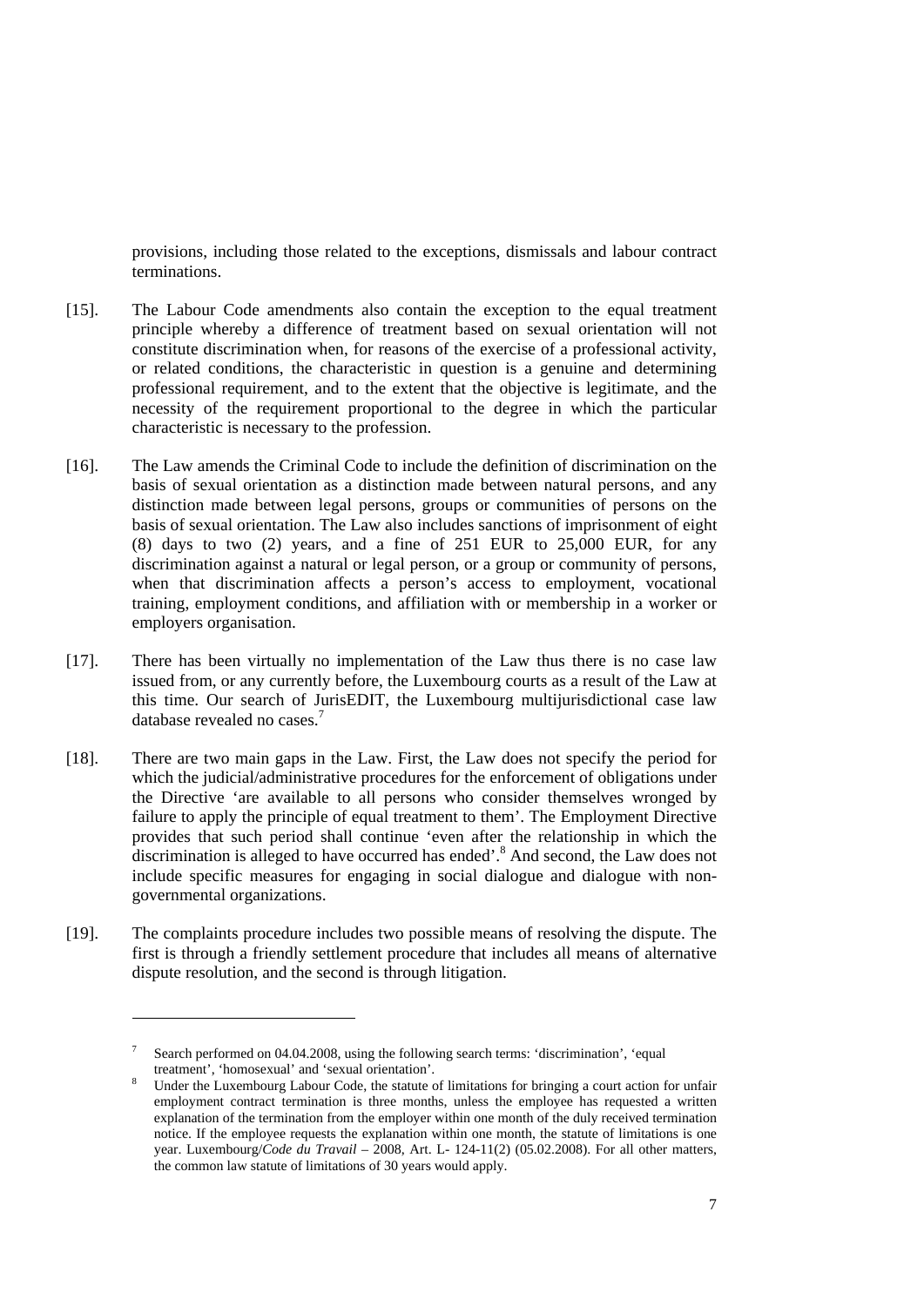provisions, including those related to the exceptions, dismissals and labour contract terminations.

[15]. The Labour Code amendments also contain the exception to the equal treatment principle whereby a difference of treatment based on sexual orientation will not constitute discrimination when, for reasons of the exercise of a professional activity, or related conditions, the characteristic in question is a genuine and determining professional requirement, and to the extent that the objective is legitimate, and the necessity of the requirement proportional to the degree in which the particular characteristic is necessary to the profession.

[16]. The Law amends the Criminal Code to include the definition of discrimination on the basis of sexual orientation as a distinction made between natural persons, and any distinction made between legal persons, groups or communities of persons on the basis of sexual orientation. The Law also includes sanctions of imprisonment of eight (8) days to two (2) years, and a fine of 251 EUR to 25,000 EUR, for any discrimination against a natural or legal person, or a group or community of persons, when that discrimination affects a person's access to employment, vocational training, employment conditions, and affiliation with or membership in a worker or employers organisation.

[17]. There has been virtually no implementation of the Law thus there is no case law issued from, or any currently before, the Luxembourg courts as a result of the Law at this time. Our search of JurisEDIT, the Luxembourg multijurisdictional case law database revealed no cases.[7]

[18]. There are two main gaps in the Law. First, the Law does not specify the period for which the judicial/administrative procedures for the enforcement of obligations under the Directive 'are available to all persons who consider themselves wronged by failure to apply the principle of equal treatment to them'. The Employment Directive provides that such period shall continue 'even after the relationship in which the discrimination is alleged to have occurred has ended'.[8] And second, the Law does not include specific measures for engaging in social dialogue and dialogue with non-governmental organizations.

[19]. The complaints procedure includes two possible means of resolving the dispute. The first is through a friendly settlement procedure that includes all means of alternative dispute resolution, and the second is through litigation.

---

[7] Search performed on 04.04.2008, using the following search terms: 'discrimination', 'equal treatment', 'homosexual' and 'sexual orientation'.

[8] Under the Luxembourg Labour Code, the statute of limitations for bringing a court action for unfair employment contract termination is three months, unless the employee has requested a written explanation of the termination from the employer within one month of the duly received termination notice. If the employee requests the explanation within one month, the statute of limitations is one year. Luxembourg/*Code du Travail* – 2008, Art. L- 124-11(2) (05.02.2008). For all other matters, the common law statute of limitations of 30 years would apply.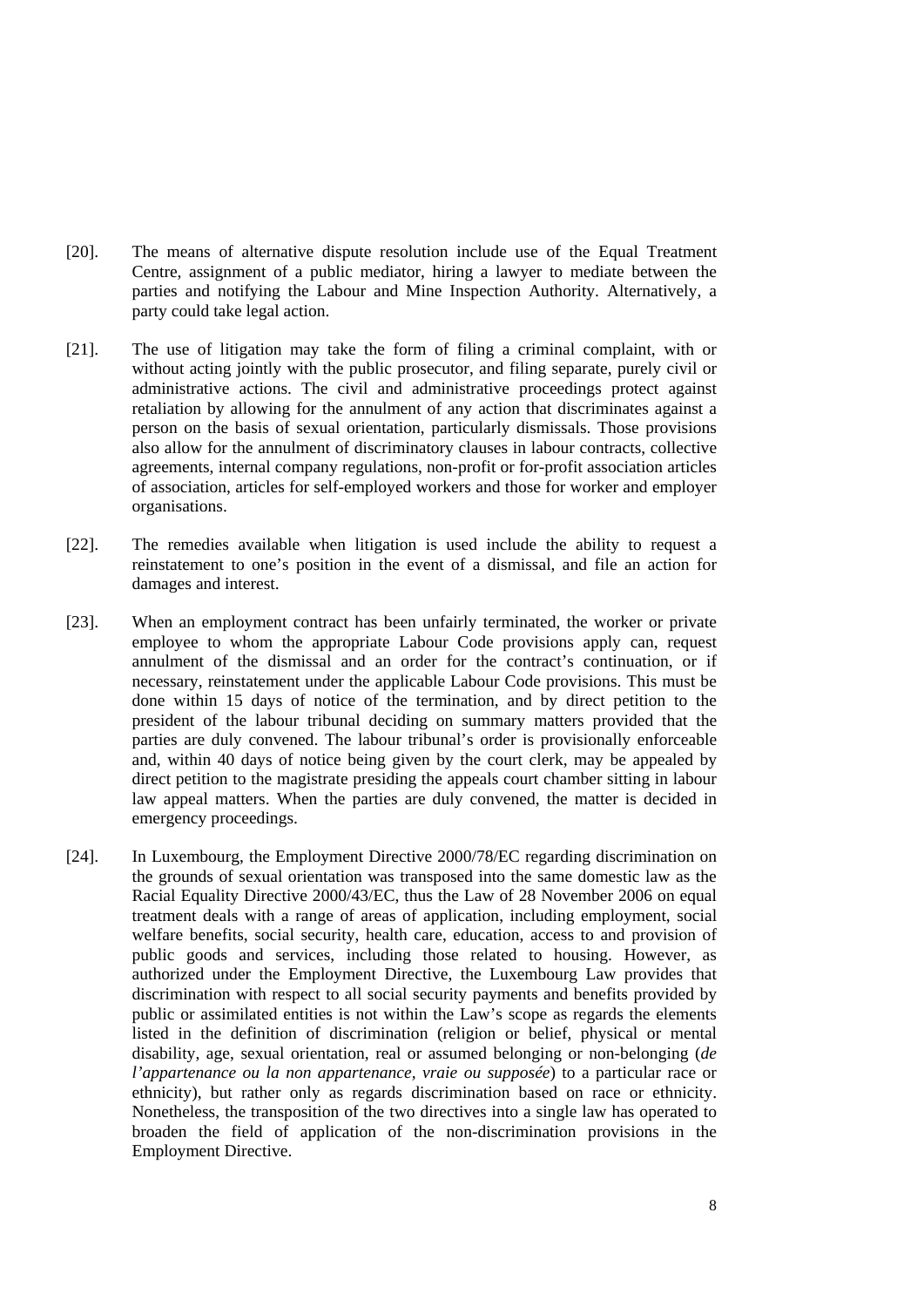[20]. The means of alternative dispute resolution include use of the Equal Treatment Centre, assignment of a public mediator, hiring a lawyer to mediate between the parties and notifying the Labour and Mine Inspection Authority. Alternatively, a party could take legal action.

[21]. The use of litigation may take the form of filing a criminal complaint, with or without acting jointly with the public prosecutor, and filing separate, purely civil or administrative actions. The civil and administrative proceedings protect against retaliation by allowing for the annulment of any action that discriminates against a person on the basis of sexual orientation, particularly dismissals. Those provisions also allow for the annulment of discriminatory clauses in labour contracts, collective agreements, internal company regulations, non-profit or for-profit association articles of association, articles for self-employed workers and those for worker and employer organisations.

[22]. The remedies available when litigation is used include the ability to request a reinstatement to one's position in the event of a dismissal, and file an action for damages and interest.

[23]. When an employment contract has been unfairly terminated, the worker or private employee to whom the appropriate Labour Code provisions apply can, request annulment of the dismissal and an order for the contract's continuation, or if necessary, reinstatement under the applicable Labour Code provisions. This must be done within 15 days of notice of the termination, and by direct petition to the president of the labour tribunal deciding on summary matters provided that the parties are duly convened. The labour tribunal's order is provisionally enforceable and, within 40 days of notice being given by the court clerk, may be appealed by direct petition to the magistrate presiding the appeals court chamber sitting in labour law appeal matters. When the parties are duly convened, the matter is decided in emergency proceedings.

[24]. In Luxembourg, the Employment Directive 2000/78/EC regarding discrimination on the grounds of sexual orientation was transposed into the same domestic law as the Racial Equality Directive 2000/43/EC, thus the Law of 28 November 2006 on equal treatment deals with a range of areas of application, including employment, social welfare benefits, social security, health care, education, access to and provision of public goods and services, including those related to housing. However, as authorized under the Employment Directive, the Luxembourg Law provides that discrimination with respect to all social security payments and benefits provided by public or assimilated entities is not within the Law's scope as regards the elements listed in the definition of discrimination (religion or belief, physical or mental disability, age, sexual orientation, real or assumed belonging or non-belonging (*de l'appartenance ou la non appartenance, vraie ou supposée*) to a particular race or ethnicity), but rather only as regards discrimination based on race or ethnicity. Nonetheless, the transposition of the two directives into a single law has operated to broaden the field of application of the non-discrimination provisions in the Employment Directive.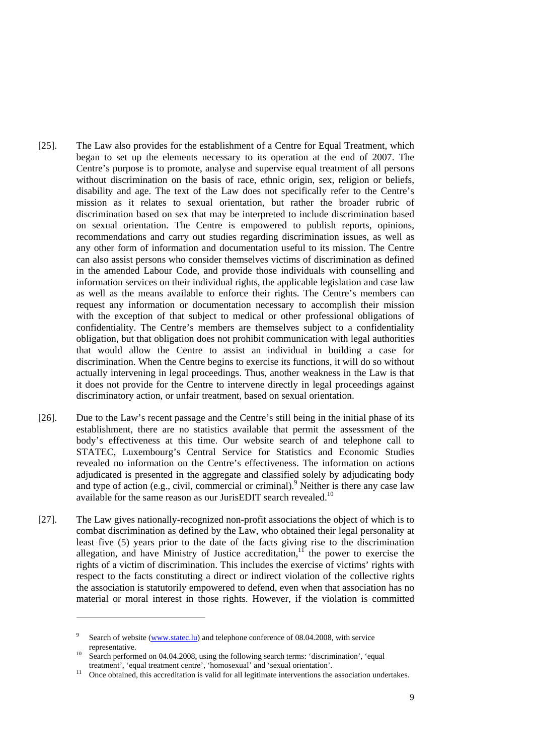[25]. The Law also provides for the establishment of a Centre for Equal Treatment, which began to set up the elements necessary to its operation at the end of 2007. The Centre's purpose is to promote, analyse and supervise equal treatment of all persons without discrimination on the basis of race, ethnic origin, sex, religion or beliefs, disability and age. The text of the Law does not specifically refer to the Centre's mission as it relates to sexual orientation, but rather the broader rubric of discrimination based on sex that may be interpreted to include discrimination based on sexual orientation. The Centre is empowered to publish reports, opinions, recommendations and carry out studies regarding discrimination issues, as well as any other form of information and documentation useful to its mission. The Centre can also assist persons who consider themselves victims of discrimination as defined in the amended Labour Code, and provide those individuals with counselling and information services on their individual rights, the applicable legislation and case law as well as the means available to enforce their rights. The Centre's members can request any information or documentation necessary to accomplish their mission with the exception of that subject to medical or other professional obligations of confidentiality. The Centre's members are themselves subject to a confidentiality obligation, but that obligation does not prohibit communication with legal authorities that would allow the Centre to assist an individual in building a case for discrimination. When the Centre begins to exercise its functions, it will do so without actually intervening in legal proceedings. Thus, another weakness in the Law is that it does not provide for the Centre to intervene directly in legal proceedings against discriminatory action, or unfair treatment, based on sexual orientation.

[26]. Due to the Law's recent passage and the Centre's still being in the initial phase of its establishment, there are no statistics available that permit the assessment of the body's effectiveness at this time. Our website search of and telephone call to STATEC, Luxembourg's Central Service for Statistics and Economic Studies revealed no information on the Centre's effectiveness. The information on actions adjudicated is presented in the aggregate and classified solely by adjudicating body and type of action (e.g., civil, commercial or criminal).[9] Neither is there any case law available for the same reason as our JurisEDIT search revealed.[10]

[27]. The Law gives nationally-recognized non-profit associations the object of which is to combat discrimination as defined by the Law, who obtained their legal personality at least five (5) years prior to the date of the facts giving rise to the discrimination allegation, and have Ministry of Justice accreditation,[11] the power to exercise the rights of a victim of discrimination. This includes the exercise of victims' rights with respect to the facts constituting a direct or indirect violation of the collective rights the association is statutorily empowered to defend, even when that association has no material or moral interest in those rights. However, if the violation is committed

---

[9] Search of website (www.statec.lu) and telephone conference of 08.04.2008, with service representative.

[10] Search performed on 04.04.2008, using the following search terms: 'discrimination', 'equal treatment', 'equal treatment centre', 'homosexual' and 'sexual orientation'.

[11] Once obtained, this accreditation is valid for all legitimate interventions the association undertakes.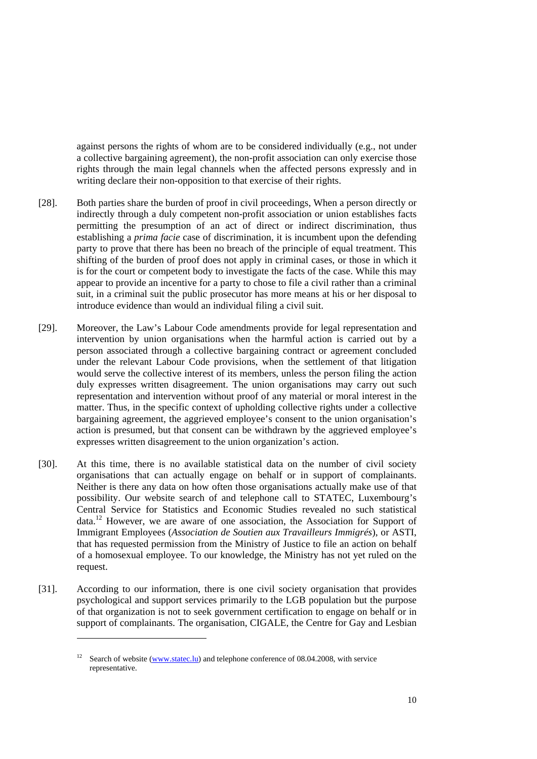against persons the rights of whom are to be considered individually (e.g., not under a collective bargaining agreement), the non-profit association can only exercise those rights through the main legal channels when the affected persons expressly and in writing declare their non-opposition to that exercise of their rights.

[28]. Both parties share the burden of proof in civil proceedings, When a person directly or indirectly through a duly competent non-profit association or union establishes facts permitting the presumption of an act of direct or indirect discrimination, thus establishing a *prima facie* case of discrimination, it is incumbent upon the defending party to prove that there has been no breach of the principle of equal treatment. This shifting of the burden of proof does not apply in criminal cases, or those in which it is for the court or competent body to investigate the facts of the case. While this may appear to provide an incentive for a party to chose to file a civil rather than a criminal suit, in a criminal suit the public prosecutor has more means at his or her disposal to introduce evidence than would an individual filing a civil suit.

[29]. Moreover, the Law's Labour Code amendments provide for legal representation and intervention by union organisations when the harmful action is carried out by a person associated through a collective bargaining contract or agreement concluded under the relevant Labour Code provisions, when the settlement of that litigation would serve the collective interest of its members, unless the person filing the action duly expresses written disagreement. The union organisations may carry out such representation and intervention without proof of any material or moral interest in the matter. Thus, in the specific context of upholding collective rights under a collective bargaining agreement, the aggrieved employee's consent to the union organisation's action is presumed, but that consent can be withdrawn by the aggrieved employee's expresses written disagreement to the union organization's action.

[30]. At this time, there is no available statistical data on the number of civil society organisations that can actually engage on behalf or in support of complainants. Neither is there any data on how often those organisations actually make use of that possibility. Our website search of and telephone call to STATEC, Luxembourg's Central Service for Statistics and Economic Studies revealed no such statistical data.[12] However, we are aware of one association, the Association for Support of Immigrant Employees (*Association de Soutien aux Travailleurs Immigrés*), or ASTI, that has requested permission from the Ministry of Justice to file an action on behalf of a homosexual employee. To our knowledge, the Ministry has not yet ruled on the request.

[31]. According to our information, there is one civil society organisation that provides psychological and support services primarily to the LGB population but the purpose of that organization is not to seek government certification to engage on behalf or in support of complainants. The organisation, CIGALE, the Centre for Gay and Lesbian

---

[12] Search of website (www.statec.lu) and telephone conference of 08.04.2008, with service representative.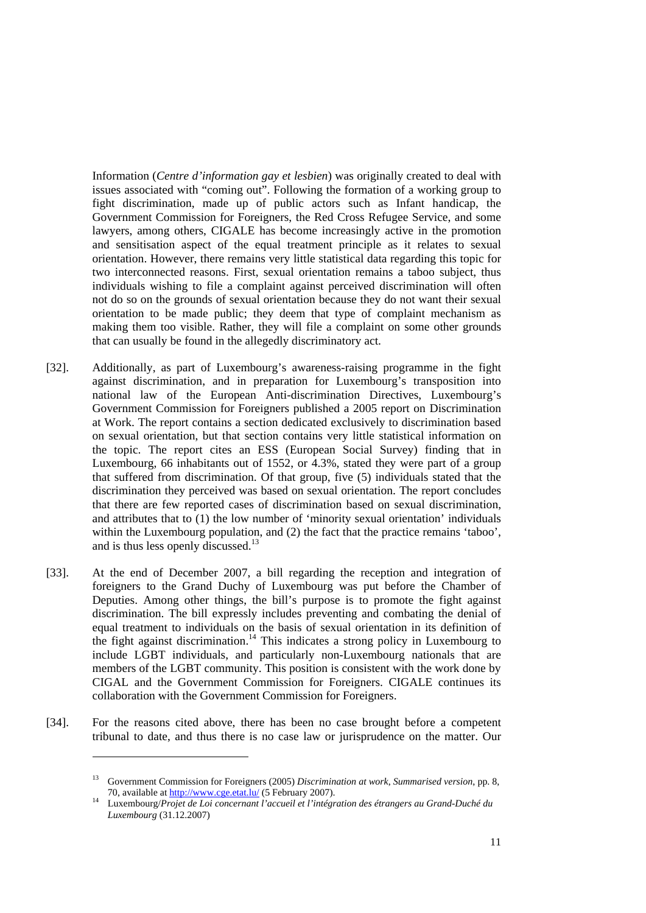Information (*Centre d'information gay et lesbien*) was originally created to deal with issues associated with "coming out". Following the formation of a working group to fight discrimination, made up of public actors such as Infant handicap, the Government Commission for Foreigners, the Red Cross Refugee Service, and some lawyers, among others, CIGALE has become increasingly active in the promotion and sensitisation aspect of the equal treatment principle as it relates to sexual orientation. However, there remains very little statistical data regarding this topic for two interconnected reasons. First, sexual orientation remains a taboo subject, thus individuals wishing to file a complaint against perceived discrimination will often not do so on the grounds of sexual orientation because they do not want their sexual orientation to be made public; they deem that type of complaint mechanism as making them too visible. Rather, they will file a complaint on some other grounds that can usually be found in the allegedly discriminatory act.

[32]. Additionally, as part of Luxembourg's awareness-raising programme in the fight against discrimination, and in preparation for Luxembourg's transposition into national law of the European Anti-discrimination Directives, Luxembourg's Government Commission for Foreigners published a 2005 report on Discrimination at Work. The report contains a section dedicated exclusively to discrimination based on sexual orientation, but that section contains very little statistical information on the topic. The report cites an ESS (European Social Survey) finding that in Luxembourg, 66 inhabitants out of 1552, or 4.3%, stated they were part of a group that suffered from discrimination. Of that group, five (5) individuals stated that the discrimination they perceived was based on sexual orientation. The report concludes that there are few reported cases of discrimination based on sexual discrimination, and attributes that to (1) the low number of 'minority sexual orientation' individuals within the Luxembourg population, and (2) the fact that the practice remains 'taboo', and is thus less openly discussed.[13]

[33]. At the end of December 2007, a bill regarding the reception and integration of foreigners to the Grand Duchy of Luxembourg was put before the Chamber of Deputies. Among other things, the bill's purpose is to promote the fight against discrimination. The bill expressly includes preventing and combating the denial of equal treatment to individuals on the basis of sexual orientation in its definition of the fight against discrimination.[14] This indicates a strong policy in Luxembourg to include LGBT individuals, and particularly non-Luxembourg nationals that are members of the LGBT community. This position is consistent with the work done by CIGAL and the Government Commission for Foreigners. CIGALE continues its collaboration with the Government Commission for Foreigners.

[34]. For the reasons cited above, there has been no case brought before a competent tribunal to date, and thus there is no case law or jurisprudence on the matter. Our

---

[13] Government Commission for Foreigners (2005) *Discrimination at work, Summarised version*, pp. 8, 70, available at http://www.cge.etat.lu/ (5 February 2007).

[14] Luxembourg/*Projet de Loi concernant l'accueil et l'intégration des étrangers au Grand-Duché du Luxembourg* (31.12.2007)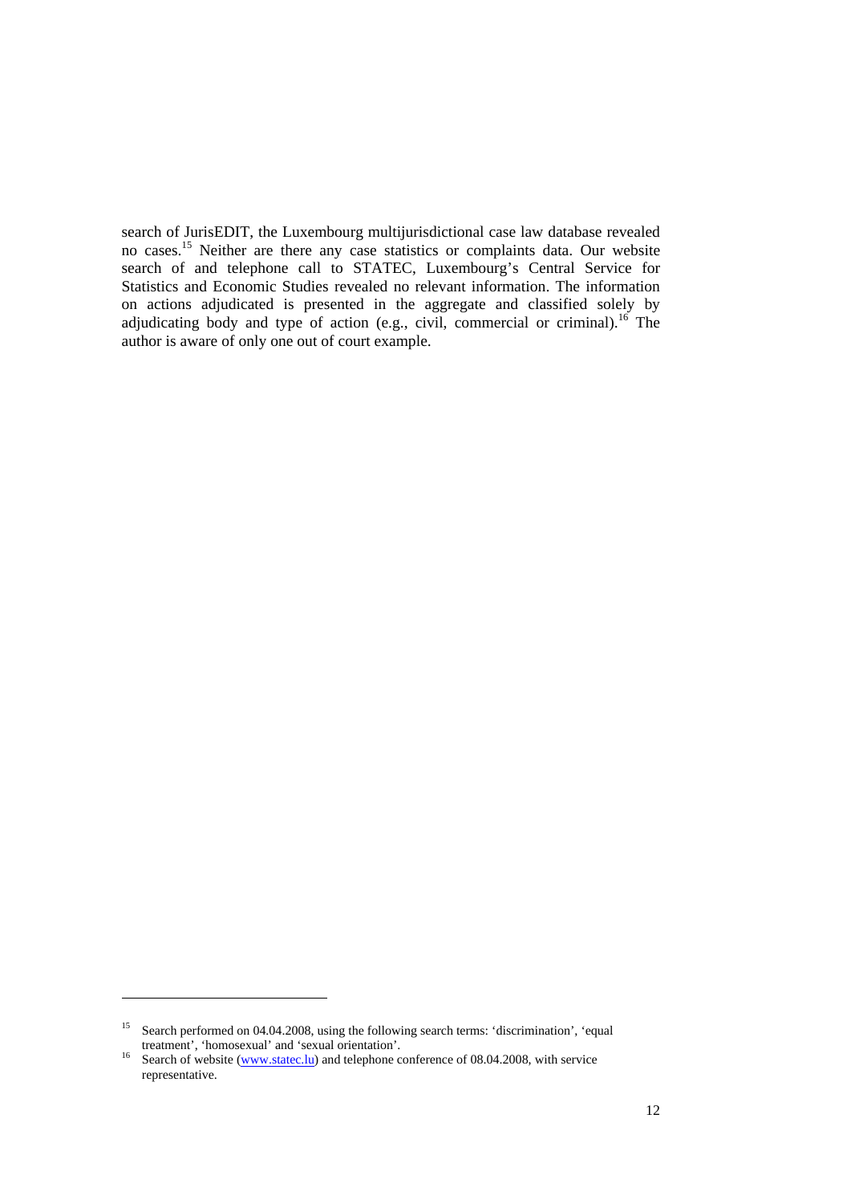search of JurisEDIT, the Luxembourg multijurisdictional case law database revealed no cases.[15] Neither are there any case statistics or complaints data. Our website search of and telephone call to STATEC, Luxembourg's Central Service for Statistics and Economic Studies revealed no relevant information. The information on actions adjudicated is presented in the aggregate and classified solely by adjudicating body and type of action (e.g., civil, commercial or criminal).[16] The author is aware of only one out of court example.

---

[15] Search performed on 04.04.2008, using the following search terms: 'discrimination', 'equal treatment', 'homosexual' and 'sexual orientation'.

[16] Search of website (www.statec.lu) and telephone conference of 08.04.2008, with service representative.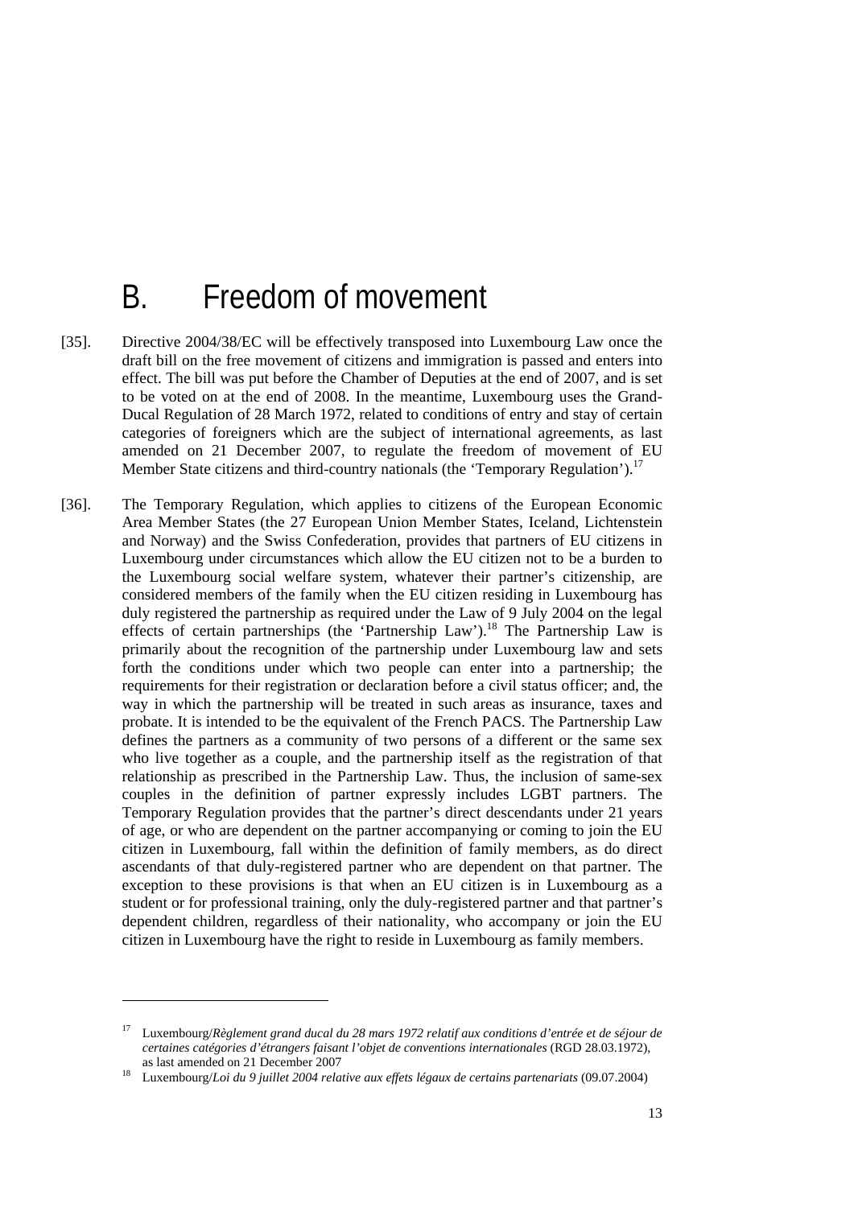# B. Freedom of movement

[35]. Directive 2004/38/EC will be effectively transposed into Luxembourg Law once the draft bill on the free movement of citizens and immigration is passed and enters into effect. The bill was put before the Chamber of Deputies at the end of 2007, and is set to be voted on at the end of 2008. In the meantime, Luxembourg uses the Grand-Ducal Regulation of 28 March 1972, related to conditions of entry and stay of certain categories of foreigners which are the subject of international agreements, as last amended on 21 December 2007, to regulate the freedom of movement of EU Member State citizens and third-country nationals (the 'Temporary Regulation').[17]

[36]. The Temporary Regulation, which applies to citizens of the European Economic Area Member States (the 27 European Union Member States, Iceland, Lichtenstein and Norway) and the Swiss Confederation, provides that partners of EU citizens in Luxembourg under circumstances which allow the EU citizen not to be a burden to the Luxembourg social welfare system, whatever their partner's citizenship, are considered members of the family when the EU citizen residing in Luxembourg has duly registered the partnership as required under the Law of 9 July 2004 on the legal effects of certain partnerships (the 'Partnership Law').[18] The Partnership Law is primarily about the recognition of the partnership under Luxembourg law and sets forth the conditions under which two people can enter into a partnership; the requirements for their registration or declaration before a civil status officer; and, the way in which the partnership will be treated in such areas as insurance, taxes and probate. It is intended to be the equivalent of the French PACS. The Partnership Law defines the partners as a community of two persons of a different or the same sex who live together as a couple, and the partnership itself as the registration of that relationship as prescribed in the Partnership Law. Thus, the inclusion of same-sex couples in the definition of partner expressly includes LGBT partners. The Temporary Regulation provides that the partner's direct descendants under 21 years of age, or who are dependent on the partner accompanying or coming to join the EU citizen in Luxembourg, fall within the definition of family members, as do direct ascendants of that duly-registered partner who are dependent on that partner. The exception to these provisions is that when an EU citizen is in Luxembourg as a student or for professional training, only the duly-registered partner and that partner's dependent children, regardless of their nationality, who accompany or join the EU citizen in Luxembourg have the right to reside in Luxembourg as family members.

---

[17] Luxembourg/*Règlement grand ducal du 28 mars 1972 relatif aux conditions d'entrée et de séjour de certaines catégories d'étrangers faisant l'objet de conventions internationales* (RGD 28.03.1972), as last amended on 21 December 2007

[18] Luxembourg/*Loi du 9 juillet 2004 relative aux effets légaux de certains partenariats* (09.07.2004)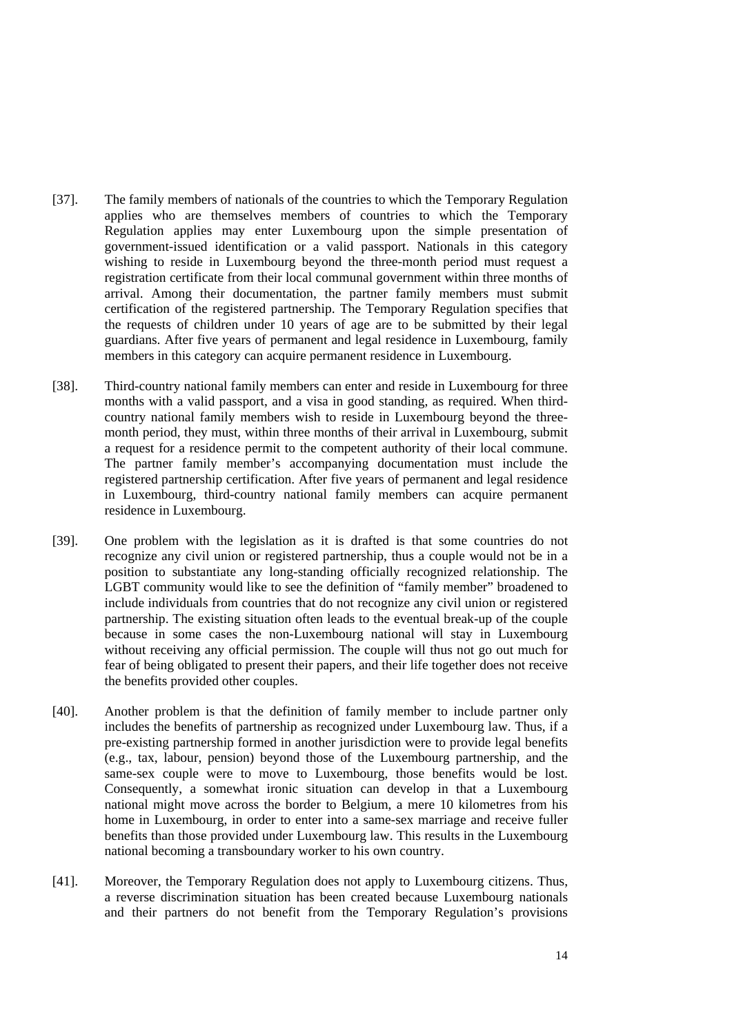[37]. The family members of nationals of the countries to which the Temporary Regulation applies who are themselves members of countries to which the Temporary Regulation applies may enter Luxembourg upon the simple presentation of government-issued identification or a valid passport. Nationals in this category wishing to reside in Luxembourg beyond the three-month period must request a registration certificate from their local communal government within three months of arrival. Among their documentation, the partner family members must submit certification of the registered partnership. The Temporary Regulation specifies that the requests of children under 10 years of age are to be submitted by their legal guardians. After five years of permanent and legal residence in Luxembourg, family members in this category can acquire permanent residence in Luxembourg.

[38]. Third-country national family members can enter and reside in Luxembourg for three months with a valid passport, and a visa in good standing, as required. When third-country national family members wish to reside in Luxembourg beyond the three-month period, they must, within three months of their arrival in Luxembourg, submit a request for a residence permit to the competent authority of their local commune. The partner family member's accompanying documentation must include the registered partnership certification. After five years of permanent and legal residence in Luxembourg, third-country national family members can acquire permanent residence in Luxembourg.

[39]. One problem with the legislation as it is drafted is that some countries do not recognize any civil union or registered partnership, thus a couple would not be in a position to substantiate any long-standing officially recognized relationship. The LGBT community would like to see the definition of "family member" broadened to include individuals from countries that do not recognize any civil union or registered partnership. The existing situation often leads to the eventual break-up of the couple because in some cases the non-Luxembourg national will stay in Luxembourg without receiving any official permission. The couple will thus not go out much for fear of being obligated to present their papers, and their life together does not receive the benefits provided other couples.

[40]. Another problem is that the definition of family member to include partner only includes the benefits of partnership as recognized under Luxembourg law. Thus, if a pre-existing partnership formed in another jurisdiction were to provide legal benefits (e.g., tax, labour, pension) beyond those of the Luxembourg partnership, and the same-sex couple were to move to Luxembourg, those benefits would be lost. Consequently, a somewhat ironic situation can develop in that a Luxembourg national might move across the border to Belgium, a mere 10 kilometres from his home in Luxembourg, in order to enter into a same-sex marriage and receive fuller benefits than those provided under Luxembourg law. This results in the Luxembourg national becoming a transboundary worker to his own country.

[41]. Moreover, the Temporary Regulation does not apply to Luxembourg citizens. Thus, a reverse discrimination situation has been created because Luxembourg nationals and their partners do not benefit from the Temporary Regulation's provisions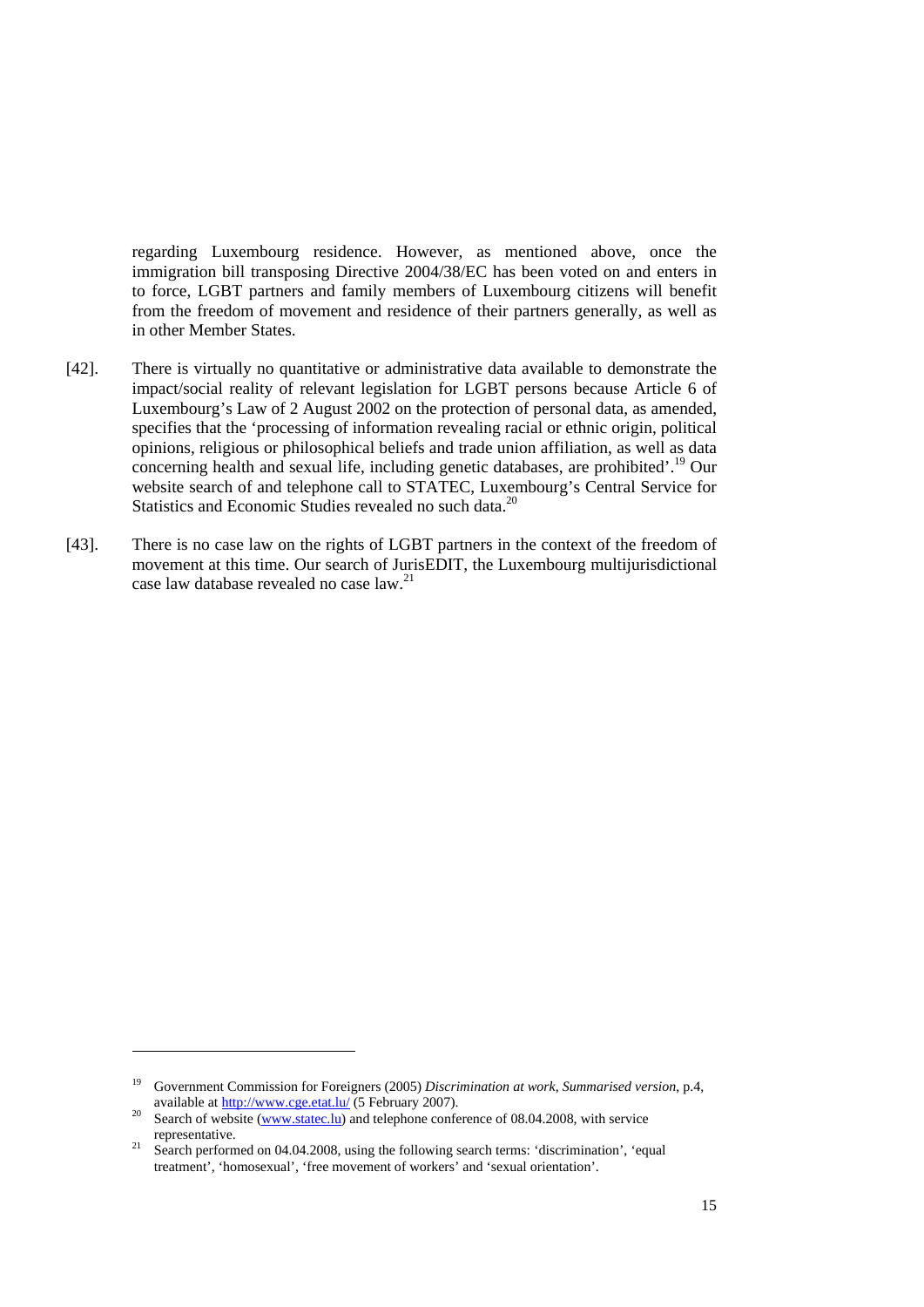regarding Luxembourg residence. However, as mentioned above, once the immigration bill transposing Directive 2004/38/EC has been voted on and enters in to force, LGBT partners and family members of Luxembourg citizens will benefit from the freedom of movement and residence of their partners generally, as well as in other Member States.

[42]. There is virtually no quantitative or administrative data available to demonstrate the impact/social reality of relevant legislation for LGBT persons because Article 6 of Luxembourg's Law of 2 August 2002 on the protection of personal data, as amended, specifies that the 'processing of information revealing racial or ethnic origin, political opinions, religious or philosophical beliefs and trade union affiliation, as well as data concerning health and sexual life, including genetic databases, are prohibited'.[19] Our website search of and telephone call to STATEC, Luxembourg's Central Service for Statistics and Economic Studies revealed no such data.[20]

[43]. There is no case law on the rights of LGBT partners in the context of the freedom of movement at this time. Our search of JurisEDIT, the Luxembourg multijurisdictional case law database revealed no case law.[21]

---

[19] Government Commission for Foreigners (2005) *Discrimination at work, Summarised version*, p.4, available at http://www.cge.etat.lu/ (5 February 2007).

[20] Search of website (www.statec.lu) and telephone conference of 08.04.2008, with service representative.

[21] Search performed on 04.04.2008, using the following search terms: 'discrimination', 'equal treatment', 'homosexual', 'free movement of workers' and 'sexual orientation'.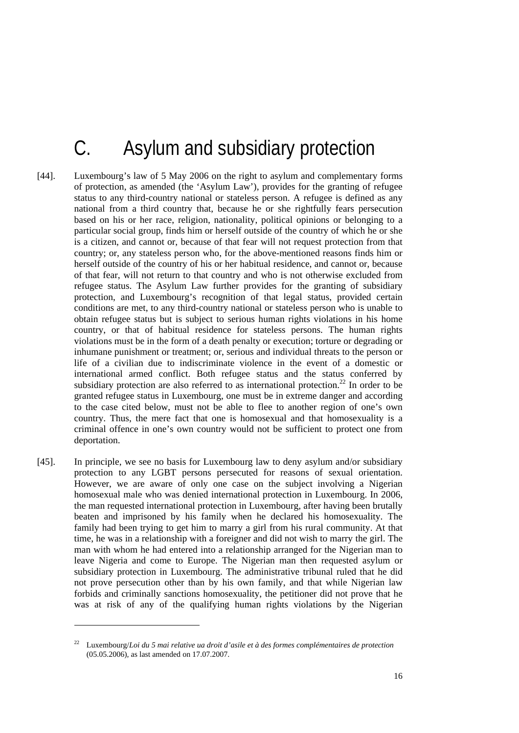# C. Asylum and subsidiary protection

[44]. Luxembourg's law of 5 May 2006 on the right to asylum and complementary forms of protection, as amended (the 'Asylum Law'), provides for the granting of refugee status to any third-country national or stateless person. A refugee is defined as any national from a third country that, because he or she rightfully fears persecution based on his or her race, religion, nationality, political opinions or belonging to a particular social group, finds him or herself outside of the country of which he or she is a citizen, and cannot or, because of that fear will not request protection from that country; or, any stateless person who, for the above-mentioned reasons finds him or herself outside of the country of his or her habitual residence, and cannot or, because of that fear, will not return to that country and who is not otherwise excluded from refugee status. The Asylum Law further provides for the granting of subsidiary protection, and Luxembourg's recognition of that legal status, provided certain conditions are met, to any third-country national or stateless person who is unable to obtain refugee status but is subject to serious human rights violations in his home country, or that of habitual residence for stateless persons. The human rights violations must be in the form of a death penalty or execution; torture or degrading or inhumane punishment or treatment; or, serious and individual threats to the person or life of a civilian due to indiscriminate violence in the event of a domestic or international armed conflict. Both refugee status and the status conferred by subsidiary protection are also referred to as international protection.[22] In order to be granted refugee status in Luxembourg, one must be in extreme danger and according to the case cited below, must not be able to flee to another region of one's own country. Thus, the mere fact that one is homosexual and that homosexuality is a criminal offence in one's own country would not be sufficient to protect one from deportation.

[45]. In principle, we see no basis for Luxembourg law to deny asylum and/or subsidiary protection to any LGBT persons persecuted for reasons of sexual orientation. However, we are aware of only one case on the subject involving a Nigerian homosexual male who was denied international protection in Luxembourg. In 2006, the man requested international protection in Luxembourg, after having been brutally beaten and imprisoned by his family when he declared his homosexuality. The family had been trying to get him to marry a girl from his rural community. At that time, he was in a relationship with a foreigner and did not wish to marry the girl. The man with whom he had entered into a relationship arranged for the Nigerian man to leave Nigeria and come to Europe. The Nigerian man then requested asylum or subsidiary protection in Luxembourg. The administrative tribunal ruled that he did not prove persecution other than by his own family, and that while Nigerian law forbids and criminally sanctions homosexuality, the petitioner did not prove that he was at risk of any of the qualifying human rights violations by the Nigerian

---

[22] Luxembourg/*Loi du 5 mai relative ua droit d'asile et à des formes complémentaires de protection* (05.05.2006), as last amended on 17.07.2007.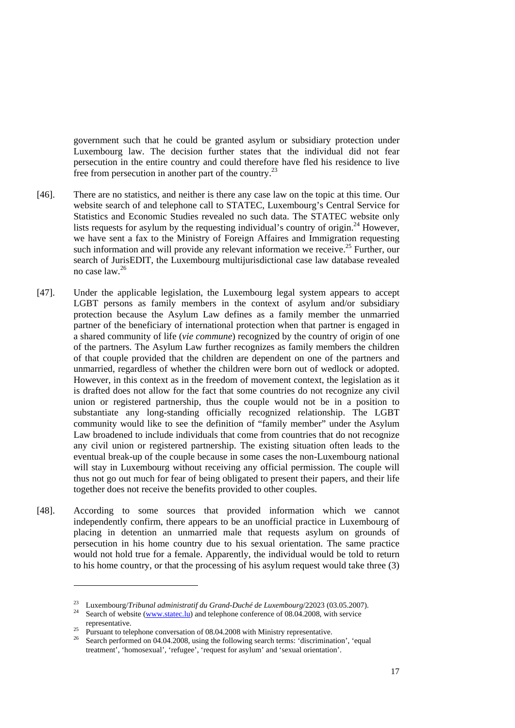government such that he could be granted asylum or subsidiary protection under Luxembourg law. The decision further states that the individual did not fear persecution in the entire country and could therefore have fled his residence to live free from persecution in another part of the country.[23]

[46]. There are no statistics, and neither is there any case law on the topic at this time. Our website search of and telephone call to STATEC, Luxembourg's Central Service for Statistics and Economic Studies revealed no such data. The STATEC website only lists requests for asylum by the requesting individual's country of origin.[24] However, we have sent a fax to the Ministry of Foreign Affaires and Immigration requesting such information and will provide any relevant information we receive.[25] Further, our search of JurisEDIT, the Luxembourg multijurisdictional case law database revealed no case law.[26]

[47]. Under the applicable legislation, the Luxembourg legal system appears to accept LGBT persons as family members in the context of asylum and/or subsidiary protection because the Asylum Law defines as a family member the unmarried partner of the beneficiary of international protection when that partner is engaged in a shared community of life (*vie commune*) recognized by the country of origin of one of the partners. The Asylum Law further recognizes as family members the children of that couple provided that the children are dependent on one of the partners and unmarried, regardless of whether the children were born out of wedlock or adopted. However, in this context as in the freedom of movement context, the legislation as it is drafted does not allow for the fact that some countries do not recognize any civil union or registered partnership, thus the couple would not be in a position to substantiate any long-standing officially recognized relationship. The LGBT community would like to see the definition of "family member" under the Asylum Law broadened to include individuals that come from countries that do not recognize any civil union or registered partnership. The existing situation often leads to the eventual break-up of the couple because in some cases the non-Luxembourg national will stay in Luxembourg without receiving any official permission. The couple will thus not go out much for fear of being obligated to present their papers, and their life together does not receive the benefits provided to other couples.

[48]. According to some sources that provided information which we cannot independently confirm, there appears to be an unofficial practice in Luxembourg of placing in detention an unmarried male that requests asylum on grounds of persecution in his home country due to his sexual orientation. The same practice would not hold true for a female. Apparently, the individual would be told to return to his home country, or that the processing of his asylum request would take three (3)

---

[23] Luxembourg/*Tribunal administratif du Grand-Duché de Luxembourg*/22023 (03.05.2007).

[24] Search of website (www.statec.lu) and telephone conference of 08.04.2008, with service representative.

[25] Pursuant to telephone conversation of 08.04.2008 with Ministry representative.

[26] Search performed on 04.04.2008, using the following search terms: 'discrimination', 'equal treatment', 'homosexual', 'refugee', 'request for asylum' and 'sexual orientation'.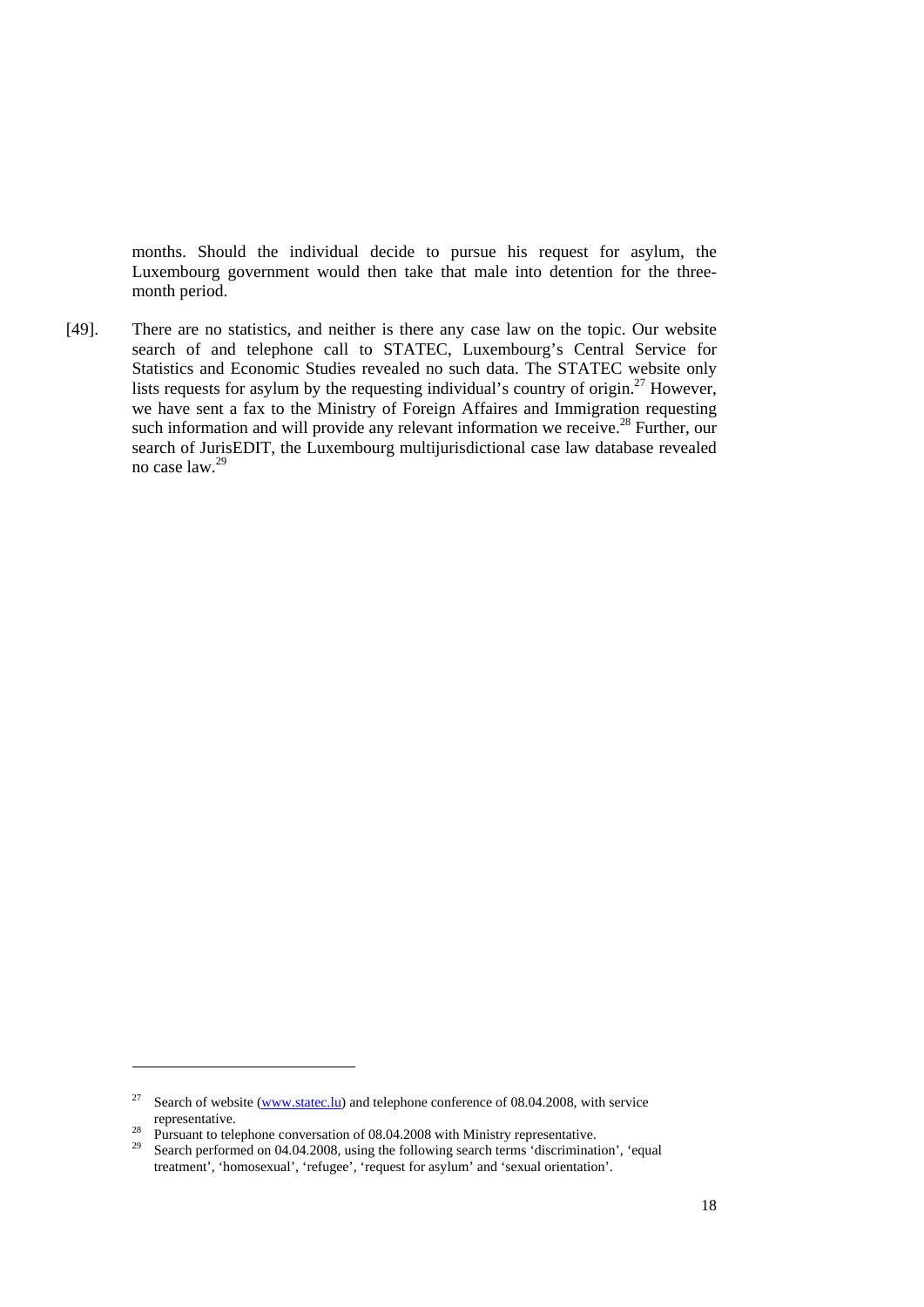months. Should the individual decide to pursue his request for asylum, the Luxembourg government would then take that male into detention for the three-month period.

[49]. There are no statistics, and neither is there any case law on the topic. Our website search of and telephone call to STATEC, Luxembourg's Central Service for Statistics and Economic Studies revealed no such data. The STATEC website only lists requests for asylum by the requesting individual's country of origin.[27] However, we have sent a fax to the Ministry of Foreign Affaires and Immigration requesting such information and will provide any relevant information we receive.[28] Further, our search of JurisEDIT, the Luxembourg multijurisdictional case law database revealed no case law.[29]

---

[27] Search of website (www.statec.lu) and telephone conference of 08.04.2008, with service representative.

[28] Pursuant to telephone conversation of 08.04.2008 with Ministry representative.

[29] Search performed on 04.04.2008, using the following search terms 'discrimination', 'equal treatment', 'homosexual', 'refugee', 'request for asylum' and 'sexual orientation'.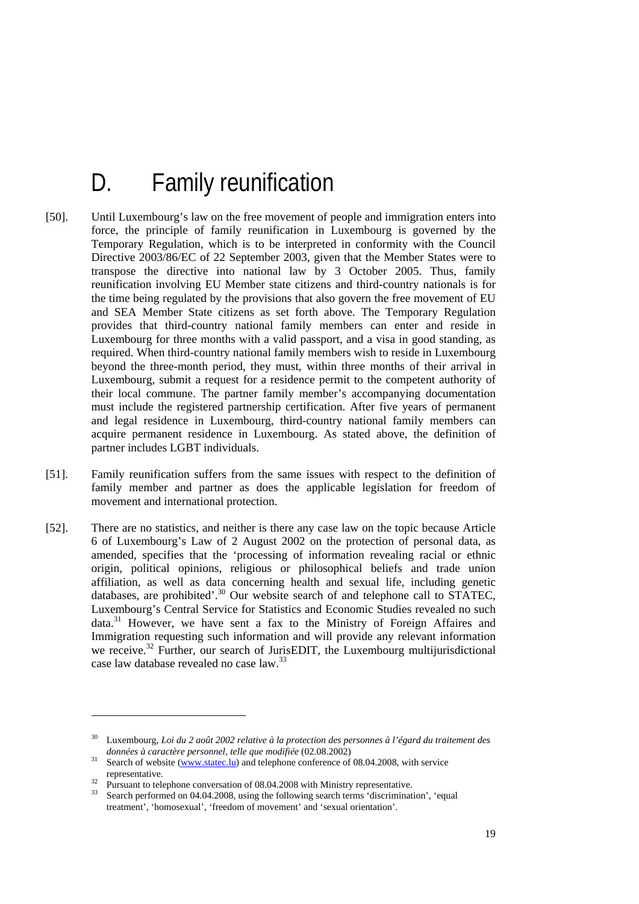# D. Family reunification

[50]. Until Luxembourg's law on the free movement of people and immigration enters into force, the principle of family reunification in Luxembourg is governed by the Temporary Regulation, which is to be interpreted in conformity with the Council Directive 2003/86/EC of 22 September 2003, given that the Member States were to transpose the directive into national law by 3 October 2005. Thus, family reunification involving EU Member state citizens and third-country nationals is for the time being regulated by the provisions that also govern the free movement of EU and SEA Member State citizens as set forth above. The Temporary Regulation provides that third-country national family members can enter and reside in Luxembourg for three months with a valid passport, and a visa in good standing, as required. When third-country national family members wish to reside in Luxembourg beyond the three-month period, they must, within three months of their arrival in Luxembourg, submit a request for a residence permit to the competent authority of their local commune. The partner family member's accompanying documentation must include the registered partnership certification. After five years of permanent and legal residence in Luxembourg, third-country national family members can acquire permanent residence in Luxembourg. As stated above, the definition of partner includes LGBT individuals.

[51]. Family reunification suffers from the same issues with respect to the definition of family member and partner as does the applicable legislation for freedom of movement and international protection.

[52]. There are no statistics, and neither is there any case law on the topic because Article 6 of Luxembourg's Law of 2 August 2002 on the protection of personal data, as amended, specifies that the 'processing of information revealing racial or ethnic origin, political opinions, religious or philosophical beliefs and trade union affiliation, as well as data concerning health and sexual life, including genetic databases, are prohibited'.[30] Our website search of and telephone call to STATEC, Luxembourg's Central Service for Statistics and Economic Studies revealed no such data.[31] However, we have sent a fax to the Ministry of Foreign Affaires and Immigration requesting such information and will provide any relevant information we receive.[32] Further, our search of JurisEDIT, the Luxembourg multijurisdictional case law database revealed no case law.[33]

---

[30] Luxembourg, *Loi du 2 août 2002 relative à la protection des personnes à l'égard du traitement des données à caractère personnel, telle que modifiée* (02.08.2002)

[31] Search of website (www.statec.lu) and telephone conference of 08.04.2008, with service representative.

[32] Pursuant to telephone conversation of 08.04.2008 with Ministry representative.

[33] Search performed on 04.04.2008, using the following search terms 'discrimination', 'equal treatment', 'homosexual', 'freedom of movement' and 'sexual orientation'.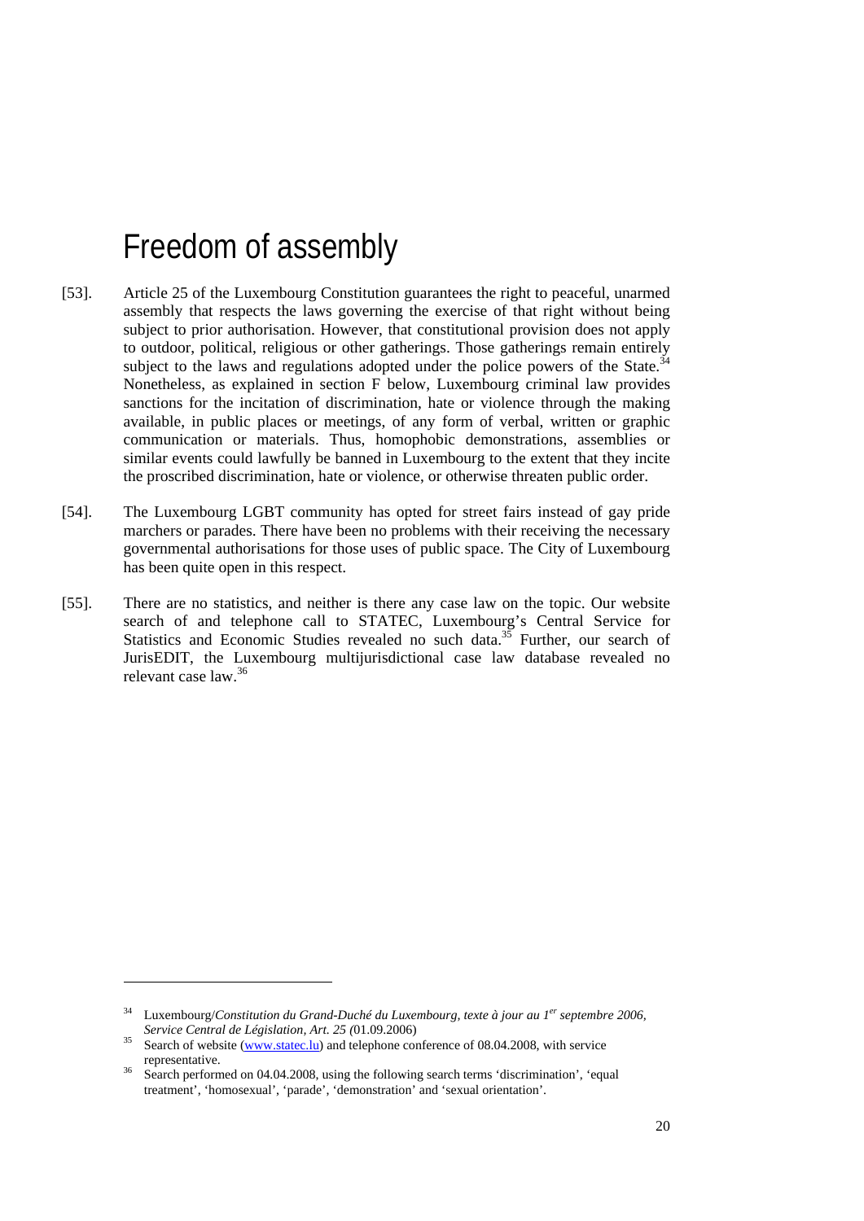# Freedom of assembly

[53]. Article 25 of the Luxembourg Constitution guarantees the right to peaceful, unarmed assembly that respects the laws governing the exercise of that right without being subject to prior authorisation. However, that constitutional provision does not apply to outdoor, political, religious or other gatherings. Those gatherings remain entirely subject to the laws and regulations adopted under the police powers of the State.[34] Nonetheless, as explained in section F below, Luxembourg criminal law provides sanctions for the incitation of discrimination, hate or violence through the making available, in public places or meetings, of any form of verbal, written or graphic communication or materials. Thus, homophobic demonstrations, assemblies or similar events could lawfully be banned in Luxembourg to the extent that they incite the proscribed discrimination, hate or violence, or otherwise threaten public order.

[54]. The Luxembourg LGBT community has opted for street fairs instead of gay pride marchers or parades. There have been no problems with their receiving the necessary governmental authorisations for those uses of public space. The City of Luxembourg has been quite open in this respect.

[55]. There are no statistics, and neither is there any case law on the topic. Our website search of and telephone call to STATEC, Luxembourg's Central Service for Statistics and Economic Studies revealed no such data.[35] Further, our search of JurisEDIT, the Luxembourg multijurisdictional case law database revealed no relevant case law.[36]

---

[34] Luxembourg/*Constitution du Grand-Duché du Luxembourg, texte à jour au 1er septembre 2006, Service Central de Législation, Art. 25* (01.09.2006)

[35] Search of website (www.statec.lu) and telephone conference of 08.04.2008, with service representative.

[36] Search performed on 04.04.2008, using the following search terms 'discrimination', 'equal treatment', 'homosexual', 'parade', 'demonstration' and 'sexual orientation'.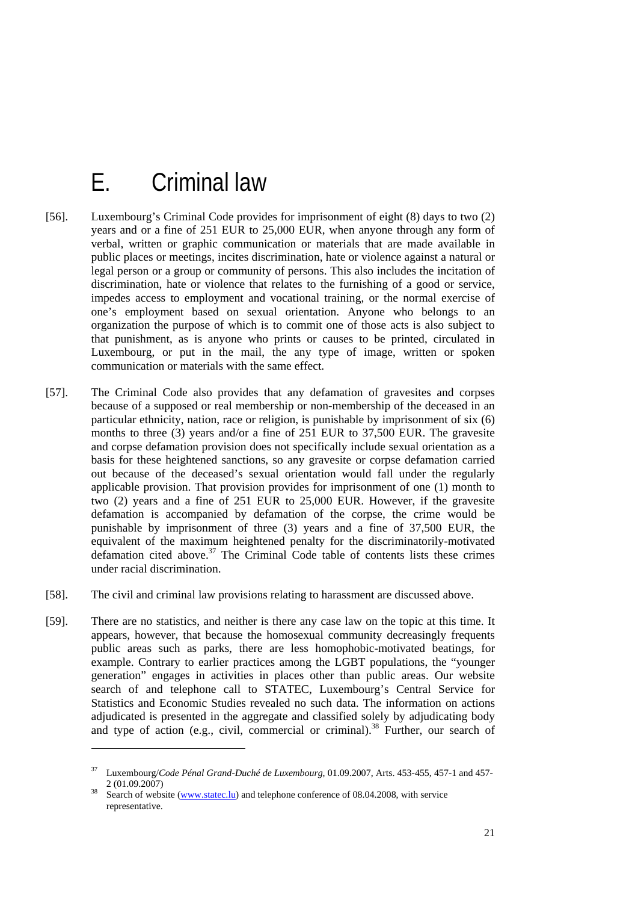# E. Criminal law

[56]. Luxembourg's Criminal Code provides for imprisonment of eight (8) days to two (2) years and or a fine of 251 EUR to 25,000 EUR, when anyone through any form of verbal, written or graphic communication or materials that are made available in public places or meetings, incites discrimination, hate or violence against a natural or legal person or a group or community of persons. This also includes the incitation of discrimination, hate or violence that relates to the furnishing of a good or service, impedes access to employment and vocational training, or the normal exercise of one's employment based on sexual orientation. Anyone who belongs to an organization the purpose of which is to commit one of those acts is also subject to that punishment, as is anyone who prints or causes to be printed, circulated in Luxembourg, or put in the mail, the any type of image, written or spoken communication or materials with the same effect.

[57]. The Criminal Code also provides that any defamation of gravesites and corpses because of a supposed or real membership or non-membership of the deceased in an particular ethnicity, nation, race or religion, is punishable by imprisonment of six (6) months to three (3) years and/or a fine of 251 EUR to 37,500 EUR. The gravesite and corpse defamation provision does not specifically include sexual orientation as a basis for these heightened sanctions, so any gravesite or corpse defamation carried out because of the deceased's sexual orientation would fall under the regularly applicable provision. That provision provides for imprisonment of one (1) month to two (2) years and a fine of 251 EUR to 25,000 EUR. However, if the gravesite defamation is accompanied by defamation of the corpse, the crime would be punishable by imprisonment of three (3) years and a fine of 37,500 EUR, the equivalent of the maximum heightened penalty for the discriminatorily-motivated defamation cited above.[37] The Criminal Code table of contents lists these crimes under racial discrimination.

[58]. The civil and criminal law provisions relating to harassment are discussed above.

[59]. There are no statistics, and neither is there any case law on the topic at this time. It appears, however, that because the homosexual community decreasingly frequents public areas such as parks, there are less homophobic-motivated beatings, for example. Contrary to earlier practices among the LGBT populations, the "younger generation" engages in activities in places other than public areas. Our website search of and telephone call to STATEC, Luxembourg's Central Service for Statistics and Economic Studies revealed no such data. The information on actions adjudicated is presented in the aggregate and classified solely by adjudicating body and type of action (e.g., civil, commercial or criminal).[38] Further, our search of

---

[37] Luxembourg/*Code Pénal Grand-Duché de Luxembourg*, 01.09.2007, Arts. 453-455, 457-1 and 457-2 (01.09.2007)

[38] Search of website (www.statec.lu) and telephone conference of 08.04.2008, with service representative.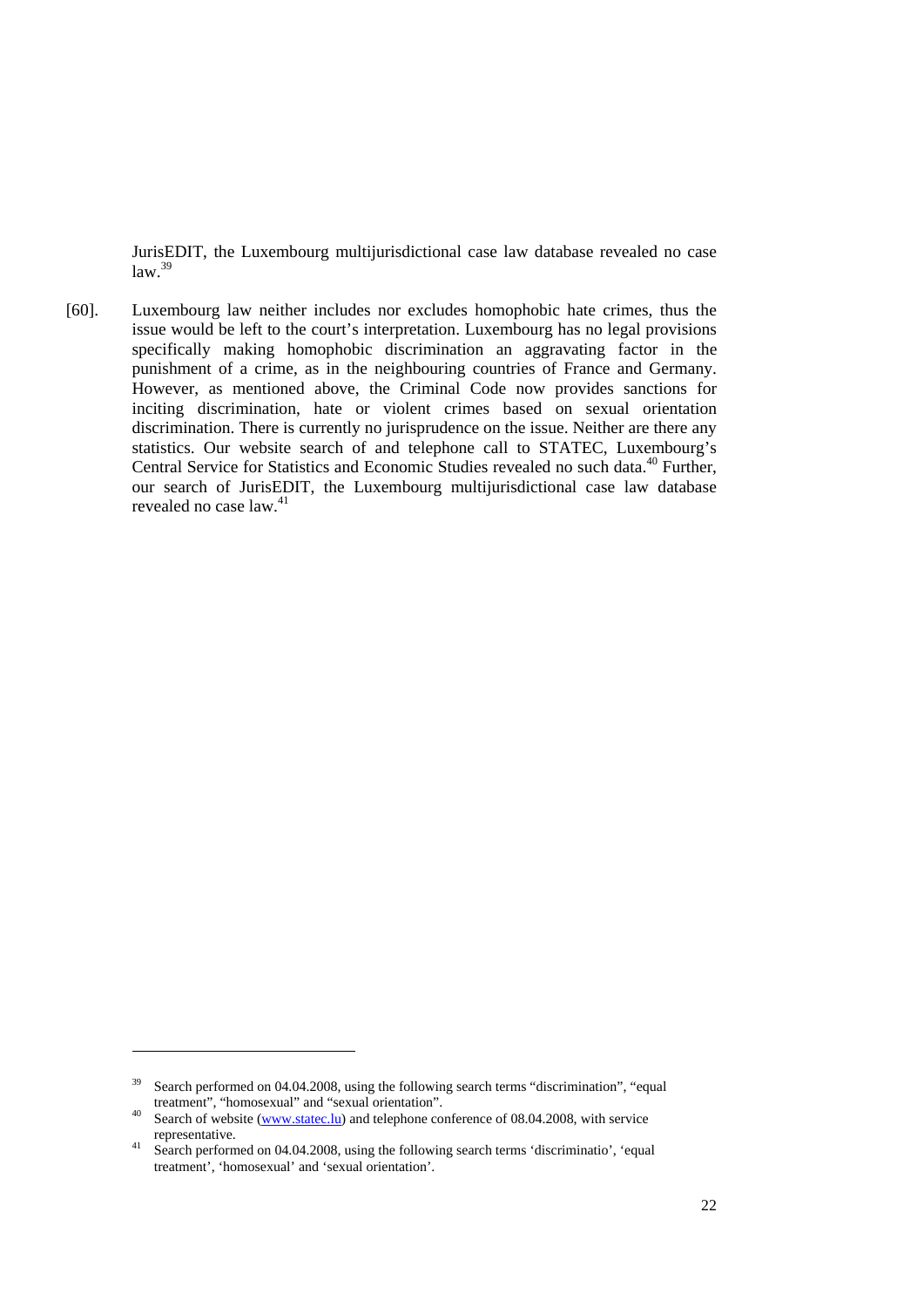JurisEDIT, the Luxembourg multijurisdictional case law database revealed no case law.[39]

[60]. Luxembourg law neither includes nor excludes homophobic hate crimes, thus the issue would be left to the court's interpretation. Luxembourg has no legal provisions specifically making homophobic discrimination an aggravating factor in the punishment of a crime, as in the neighbouring countries of France and Germany. However, as mentioned above, the Criminal Code now provides sanctions for inciting discrimination, hate or violent crimes based on sexual orientation discrimination. There is currently no jurisprudence on the issue. Neither are there any statistics. Our website search of and telephone call to STATEC, Luxembourg's Central Service for Statistics and Economic Studies revealed no such data.[40] Further, our search of JurisEDIT, the Luxembourg multijurisdictional case law database revealed no case law.[41]

---

[39] Search performed on 04.04.2008, using the following search terms "discrimination", "equal treatment", "homosexual" and "sexual orientation".

[40] Search of website (www.statec.lu) and telephone conference of 08.04.2008, with service representative.

[41] Search performed on 04.04.2008, using the following search terms 'discriminatio', 'equal treatment', 'homosexual' and 'sexual orientation'.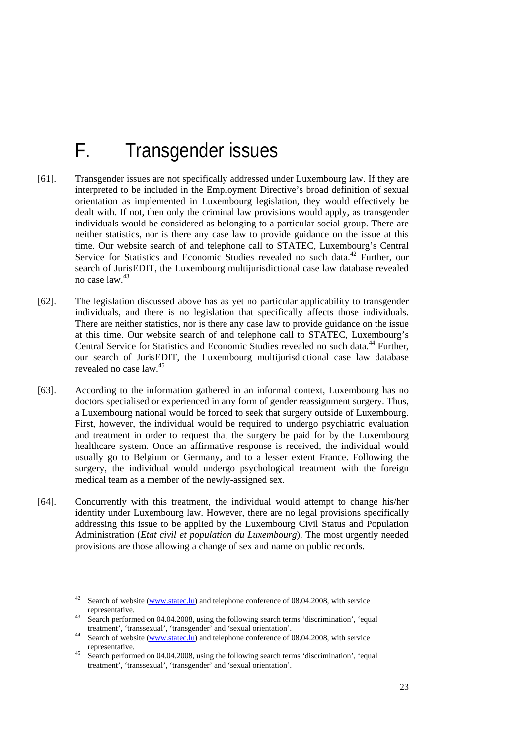# F. Transgender issues

[61]. Transgender issues are not specifically addressed under Luxembourg law. If they are interpreted to be included in the Employment Directive's broad definition of sexual orientation as implemented in Luxembourg legislation, they would effectively be dealt with. If not, then only the criminal law provisions would apply, as transgender individuals would be considered as belonging to a particular social group. There are neither statistics, nor is there any case law to provide guidance on the issue at this time. Our website search of and telephone call to STATEC, Luxembourg's Central Service for Statistics and Economic Studies revealed no such data.[42] Further, our search of JurisEDIT, the Luxembourg multijurisdictional case law database revealed no case law.[43]

[62]. The legislation discussed above has as yet no particular applicability to transgender individuals, and there is no legislation that specifically affects those individuals. There are neither statistics, nor is there any case law to provide guidance on the issue at this time. Our website search of and telephone call to STATEC, Luxembourg's Central Service for Statistics and Economic Studies revealed no such data.[44] Further, our search of JurisEDIT, the Luxembourg multijurisdictional case law database revealed no case law.[45]

[63]. According to the information gathered in an informal context, Luxembourg has no doctors specialised or experienced in any form of gender reassignment surgery. Thus, a Luxembourg national would be forced to seek that surgery outside of Luxembourg. First, however, the individual would be required to undergo psychiatric evaluation and treatment in order to request that the surgery be paid for by the Luxembourg healthcare system. Once an affirmative response is received, the individual would usually go to Belgium or Germany, and to a lesser extent France. Following the surgery, the individual would undergo psychological treatment with the foreign medical team as a member of the newly-assigned sex.

[64]. Concurrently with this treatment, the individual would attempt to change his/her identity under Luxembourg law. However, there are no legal provisions specifically addressing this issue to be applied by the Luxembourg Civil Status and Population Administration (*Etat civil et population du Luxembourg*). The most urgently needed provisions are those allowing a change of sex and name on public records.

---

[42] Search of website (www.statec.lu) and telephone conference of 08.04.2008, with service representative.

[43] Search performed on 04.04.2008, using the following search terms 'discrimination', 'equal treatment', 'transsexual', 'transgender' and 'sexual orientation'.

[44] Search of website (www.statec.lu) and telephone conference of 08.04.2008, with service representative.

[45] Search performed on 04.04.2008, using the following search terms 'discrimination', 'equal treatment', 'transsexual', 'transgender' and 'sexual orientation'.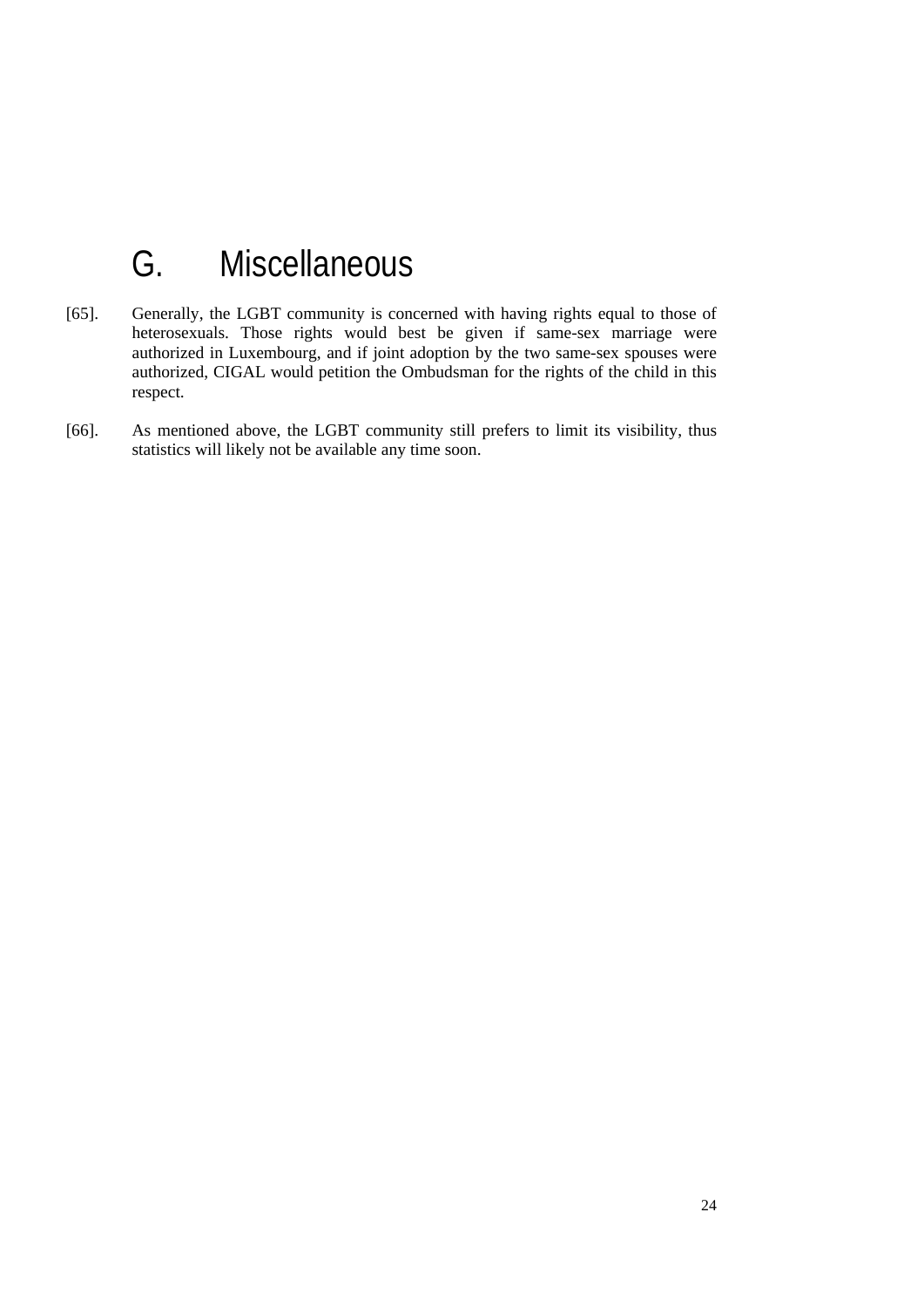# G. Miscellaneous

[65]. Generally, the LGBT community is concerned with having rights equal to those of heterosexuals. Those rights would best be given if same-sex marriage were authorized in Luxembourg, and if joint adoption by the two same-sex spouses were authorized, CIGAL would petition the Ombudsman for the rights of the child in this respect.

[66]. As mentioned above, the LGBT community still prefers to limit its visibility, thus statistics will likely not be available any time soon.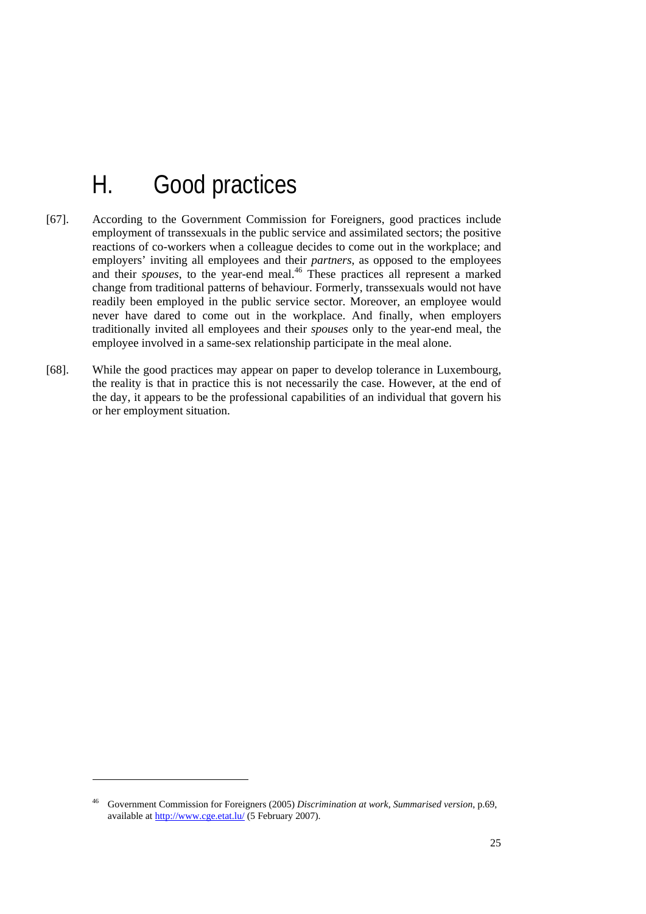# H. Good practices

[67]. According to the Government Commission for Foreigners, good practices include employment of transsexuals in the public service and assimilated sectors; the positive reactions of co-workers when a colleague decides to come out in the workplace; and employers' inviting all employees and their *partners*, as opposed to the employees and their *spouses*, to the year-end meal.[46] These practices all represent a marked change from traditional patterns of behaviour. Formerly, transsexuals would not have readily been employed in the public service sector. Moreover, an employee would never have dared to come out in the workplace. And finally, when employers traditionally invited all employees and their *spouses* only to the year-end meal, the employee involved in a same-sex relationship participate in the meal alone.

[68]. While the good practices may appear on paper to develop tolerance in Luxembourg, the reality is that in practice this is not necessarily the case. However, at the end of the day, it appears to be the professional capabilities of an individual that govern his or her employment situation.

---

[46] Government Commission for Foreigners (2005) *Discrimination at work, Summarised version*, p.69, available at http://www.cge.etat.lu/ (5 February 2007).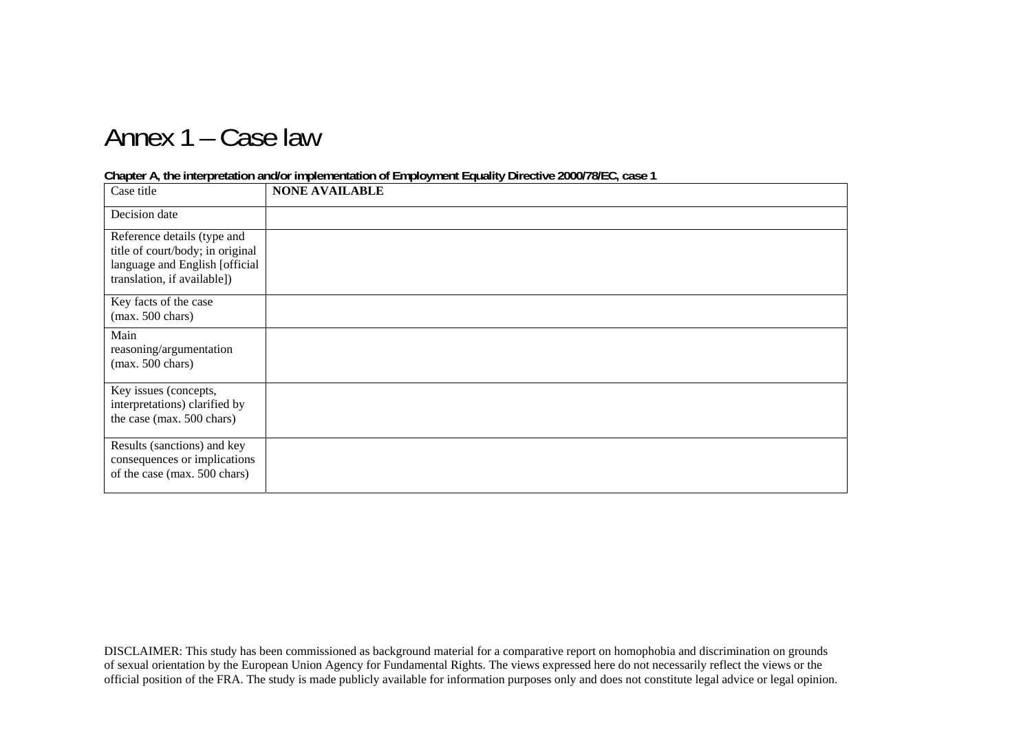# Annex 1 – Case law

**Chapter A, the interpretation and/or implementation of Employment Equality Directive 2000/78/EC, case 1**

| Case title | **NONE AVAILABLE** |
|---|---|
| Decision date | |
| Reference details (type and title of court/body; in original language and English [official translation, if available]) | |
| Key facts of the case (max. 500 chars) | |
| Main reasoning/argumentation (max. 500 chars) | |
| Key issues (concepts, interpretations) clarified by the case (max. 500 chars) | |
| Results (sanctions) and key consequences or implications of the case (max. 500 chars) | |

DISCLAIMER: This study has been commissioned as background material for a comparative report on homophobia and discrimination on grounds of sexual orientation by the European Union Agency for Fundamental Rights. The views expressed here do not necessarily reflect the views or the official position of the FRA. The study is made publicly available for information purposes only and does not constitute legal advice or legal opinion.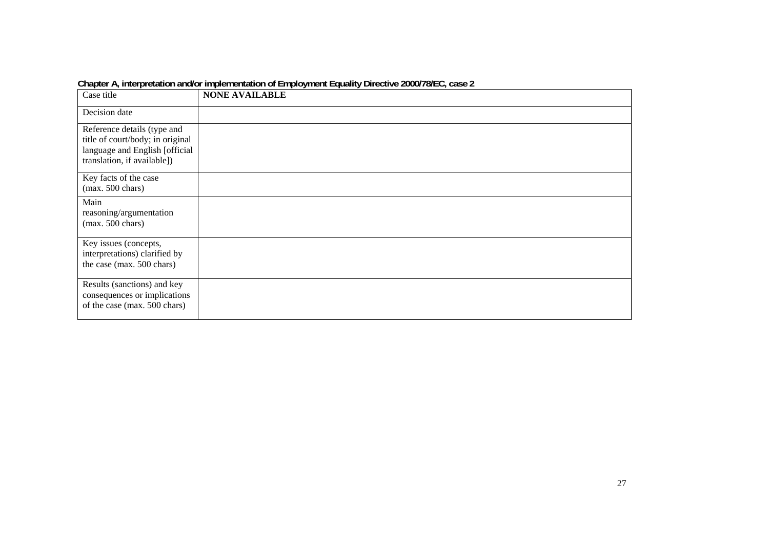**Chapter A, interpretation and/or implementation of Employment Equality Directive 2000/78/EC, case 2**

| Case title | **NONE AVAILABLE** |
|---|---|
| Decision date | |
| Reference details (type and title of court/body; in original language and English [official translation, if available]) | |
| Key facts of the case (max. 500 chars) | |
| Main reasoning/argumentation (max. 500 chars) | |
| Key issues (concepts, interpretations) clarified by the case (max. 500 chars) | |
| Results (sanctions) and key consequences or implications of the case (max. 500 chars) | |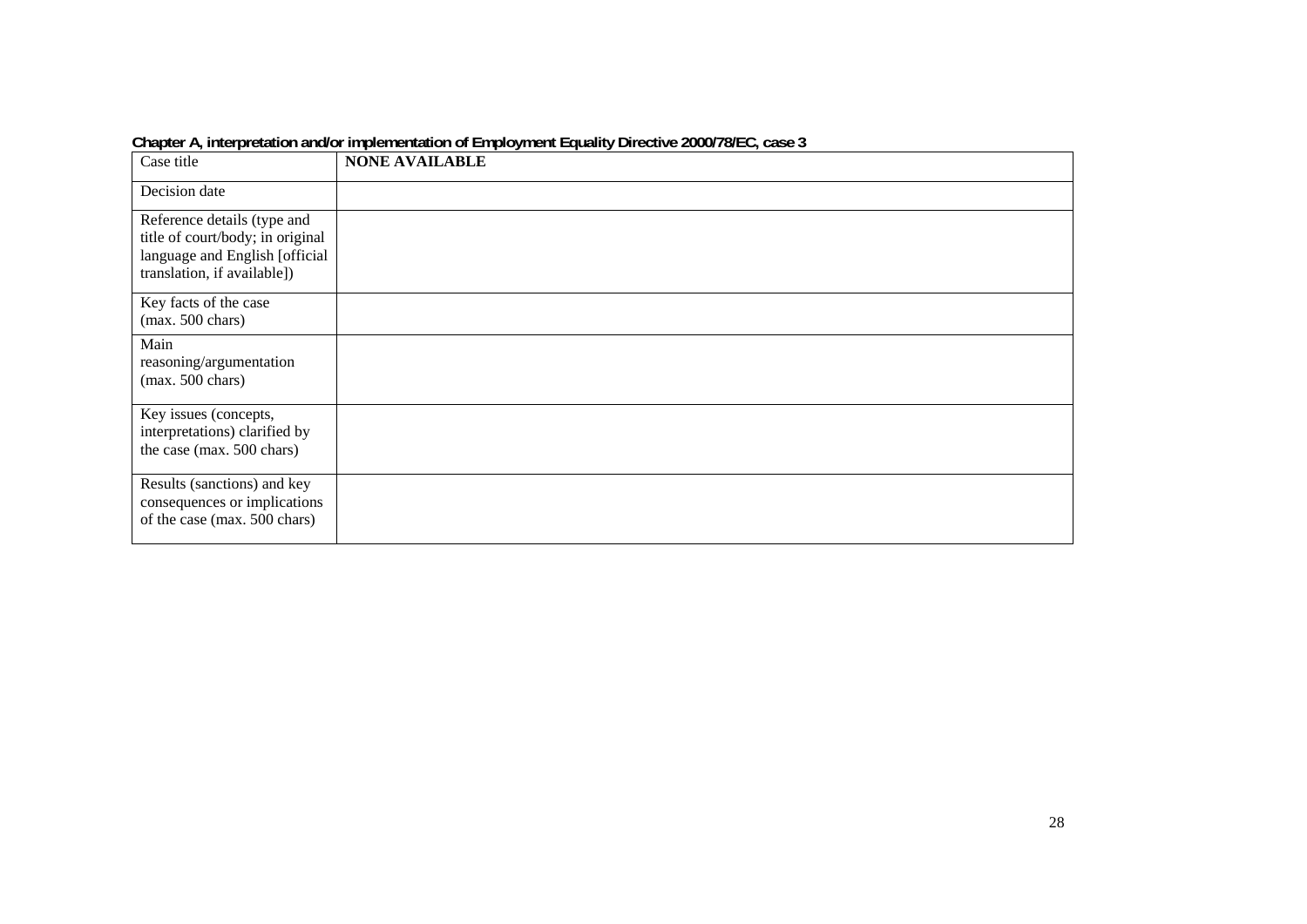**Chapter A, interpretation and/or implementation of Employment Equality Directive 2000/78/EC, case 3**

| Case title | **NONE AVAILABLE** |
|---|---|
| Decision date | |
| Reference details (type and title of court/body; in original language and English [official translation, if available]) | |
| Key facts of the case (max. 500 chars) | |
| Main reasoning/argumentation (max. 500 chars) | |
| Key issues (concepts, interpretations) clarified by the case (max. 500 chars) | |
| Results (sanctions) and key consequences or implications of the case (max. 500 chars) | |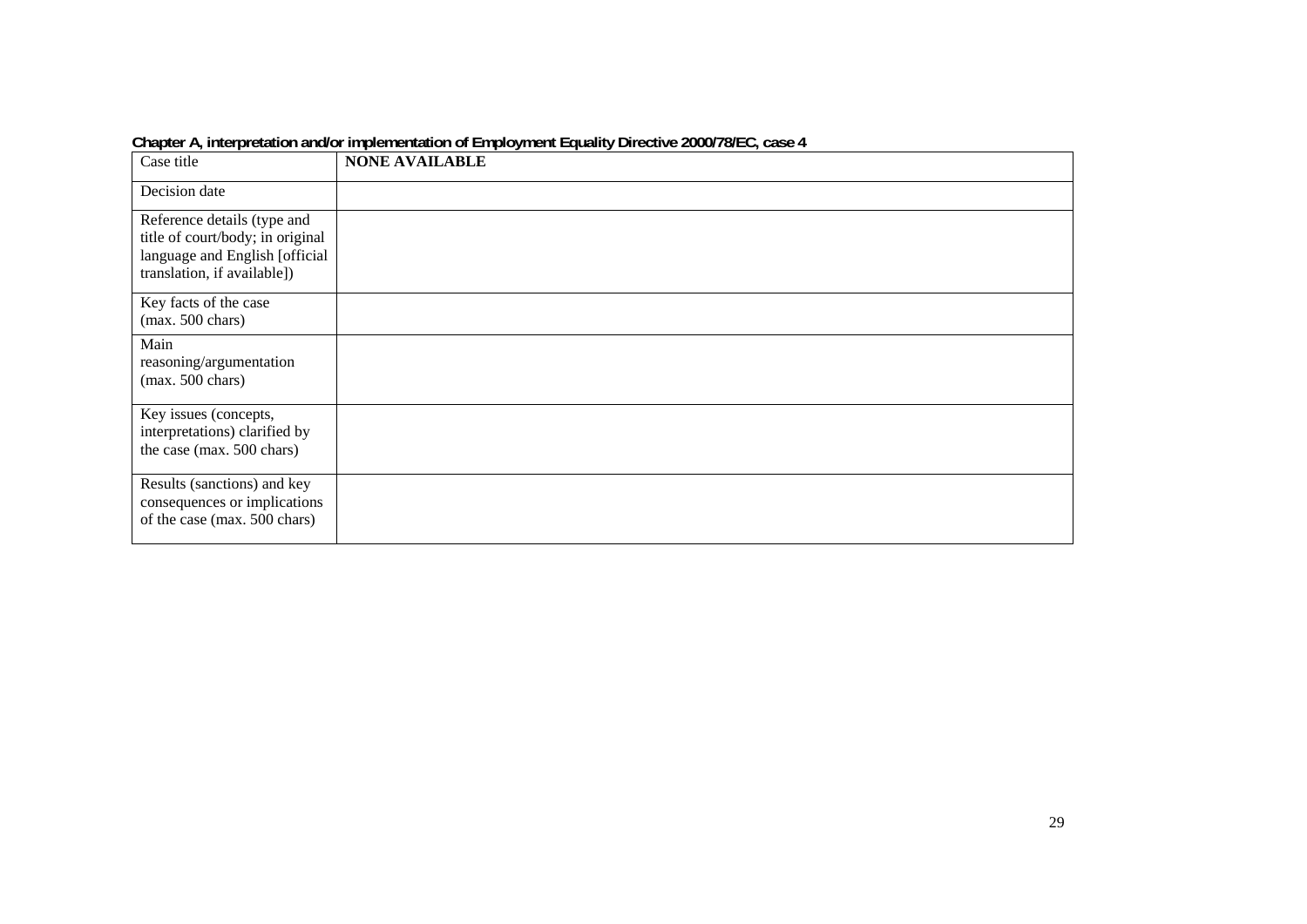**Chapter A, interpretation and/or implementation of Employment Equality Directive 2000/78/EC, case 4**

| Case title | **NONE AVAILABLE** |
| --- | --- |
| Decision date | |
| Reference details (type and title of court/body; in original language and English [official translation, if available]) | |
| Key facts of the case (max. 500 chars) | |
| Main reasoning/argumentation (max. 500 chars) | |
| Key issues (concepts, interpretations) clarified by the case (max. 500 chars) | |
| Results (sanctions) and key consequences or implications of the case (max. 500 chars) | |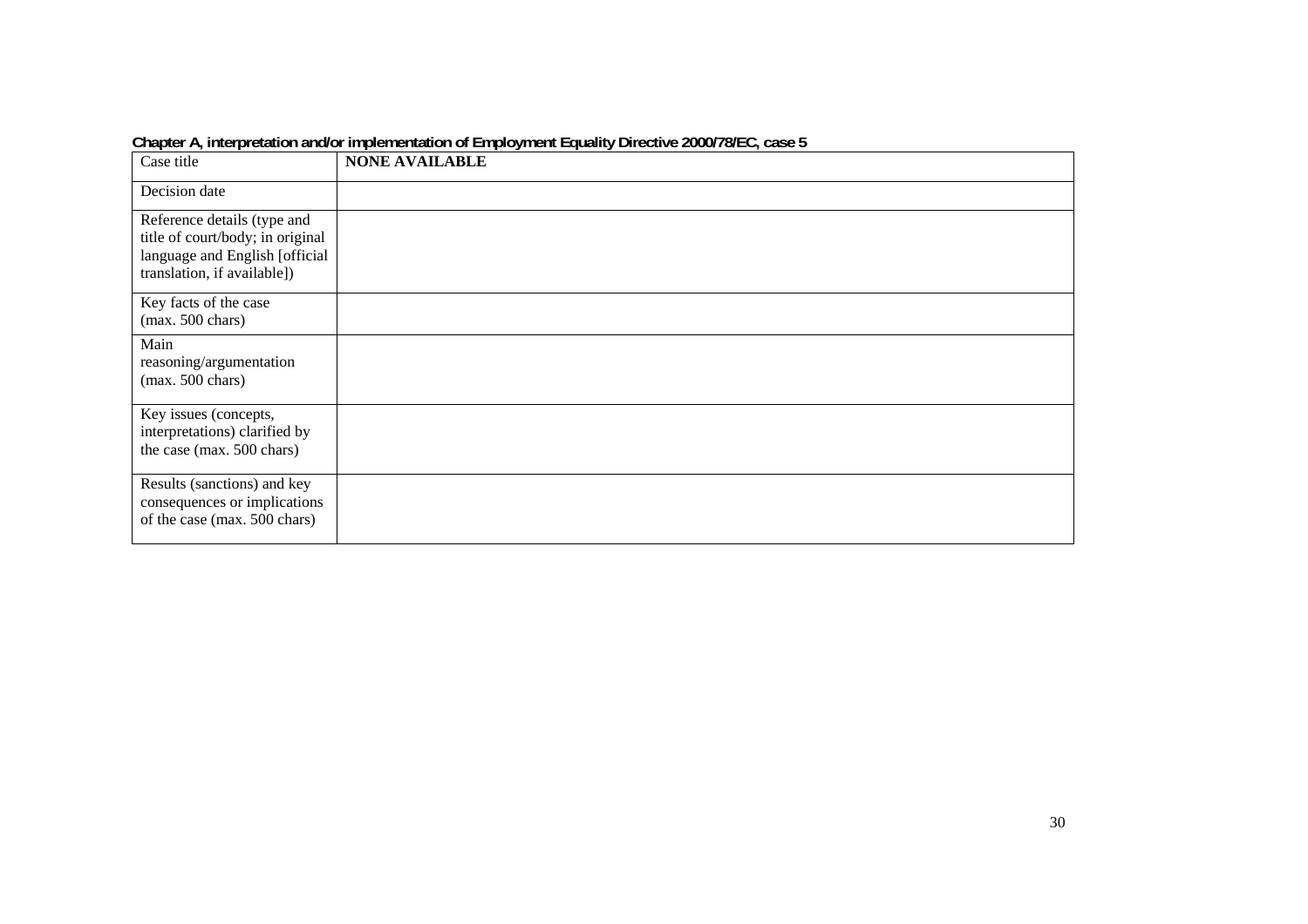**Chapter A, interpretation and/or implementation of Employment Equality Directive 2000/78/EC, case 5**

| Case title | **NONE AVAILABLE** |
|---|---|
| Decision date | |
| Reference details (type and title of court/body; in original language and English [official translation, if available]) | |
| Key facts of the case (max. 500 chars) | |
| Main reasoning/argumentation (max. 500 chars) | |
| Key issues (concepts, interpretations) clarified by the case (max. 500 chars) | |
| Results (sanctions) and key consequences or implications of the case (max. 500 chars) | |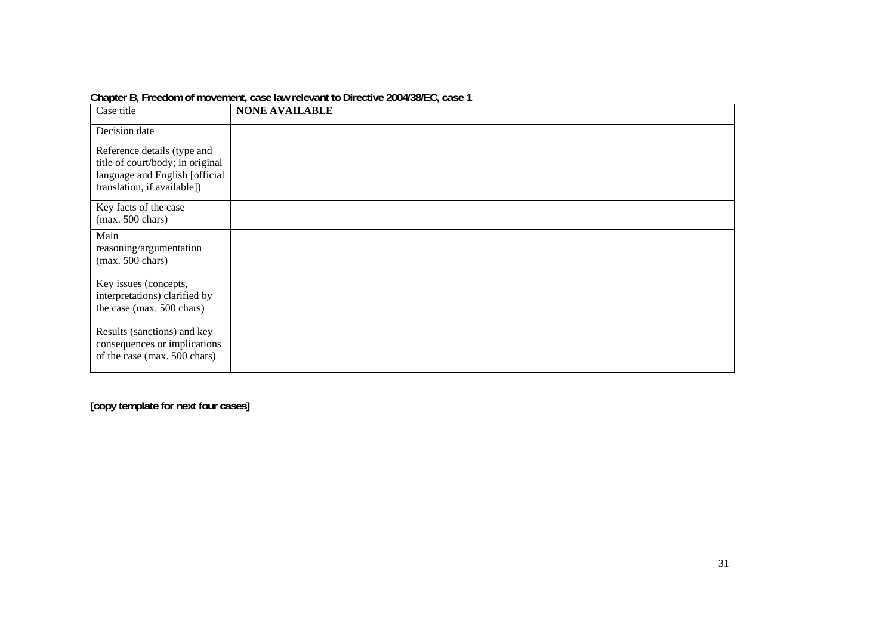**Chapter B, Freedom of movement, case law relevant to Directive 2004/38/EC, case 1**

| Case title | **NONE AVAILABLE** |
| --- | --- |
| Decision date | |
| Reference details (type and title of court/body; in original language and English [official translation, if available]) | |
| Key facts of the case (max. 500 chars) | |
| Main reasoning/argumentation (max. 500 chars) | |
| Key issues (concepts, interpretations) clarified by the case (max. 500 chars) | |
| Results (sanctions) and key consequences or implications of the case (max. 500 chars) | |

**[copy template for next four cases]**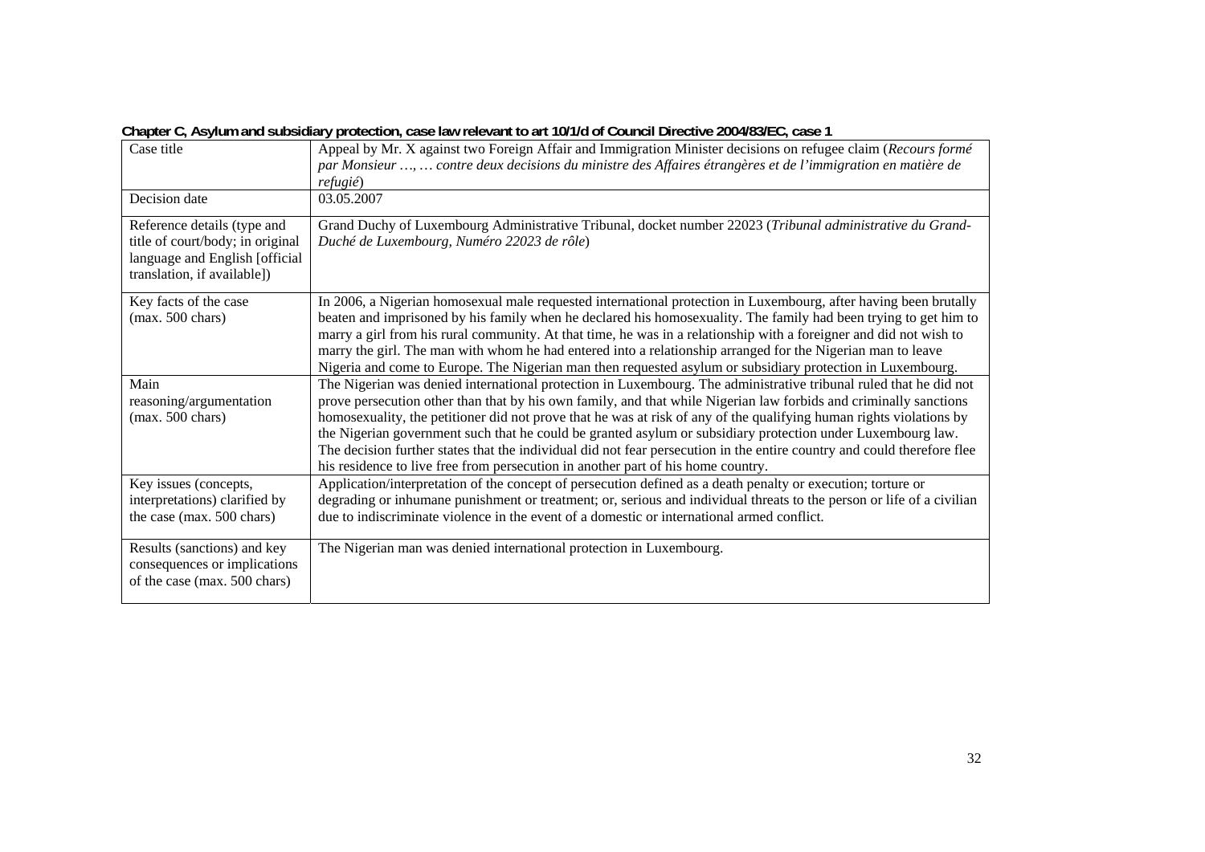**Chapter C, Asylum and subsidiary protection, case law relevant to art 10/1/d of Council Directive 2004/83/EC, case 1**

| | |
|---|---|
| Case title | Appeal by Mr. X against two Foreign Affair and Immigration Minister decisions on refugee claim (*Recours formé par Monsieur …, … contre deux decisions du ministre des Affaires étrangères et de l'immigration en matière de refugié*) |
| Decision date | 03.05.2007 |
| Reference details (type and title of court/body; in original language and English [official translation, if available]) | Grand Duchy of Luxembourg Administrative Tribunal, docket number 22023 (*Tribunal administrative du Grand-Duché de Luxembourg, Numéro 22023 de rôle*) |
| Key facts of the case (max. 500 chars) | In 2006, a Nigerian homosexual male requested international protection in Luxembourg, after having been brutally beaten and imprisoned by his family when he declared his homosexuality. The family had been trying to get him to marry a girl from his rural community. At that time, he was in a relationship with a foreigner and did not wish to marry the girl. The man with whom he had entered into a relationship arranged for the Nigerian man to leave Nigeria and come to Europe. The Nigerian man then requested asylum or subsidiary protection in Luxembourg. |
| Main reasoning/argumentation (max. 500 chars) | The Nigerian was denied international protection in Luxembourg. The administrative tribunal ruled that he did not prove persecution other than that by his own family, and that while Nigerian law forbids and criminally sanctions homosexuality, the petitioner did not prove that he was at risk of any of the qualifying human rights violations by the Nigerian government such that he could be granted asylum or subsidiary protection under Luxembourg law. The decision further states that the individual did not fear persecution in the entire country and could therefore flee his residence to live free from persecution in another part of his home country. |
| Key issues (concepts, interpretations) clarified by the case (max. 500 chars) | Application/interpretation of the concept of persecution defined as a death penalty or execution; torture or degrading or inhumane punishment or treatment; or, serious and individual threats to the person or life of a civilian due to indiscriminate violence in the event of a domestic or international armed conflict. |
| Results (sanctions) and key consequences or implications of the case (max. 500 chars) | The Nigerian man was denied international protection in Luxembourg. |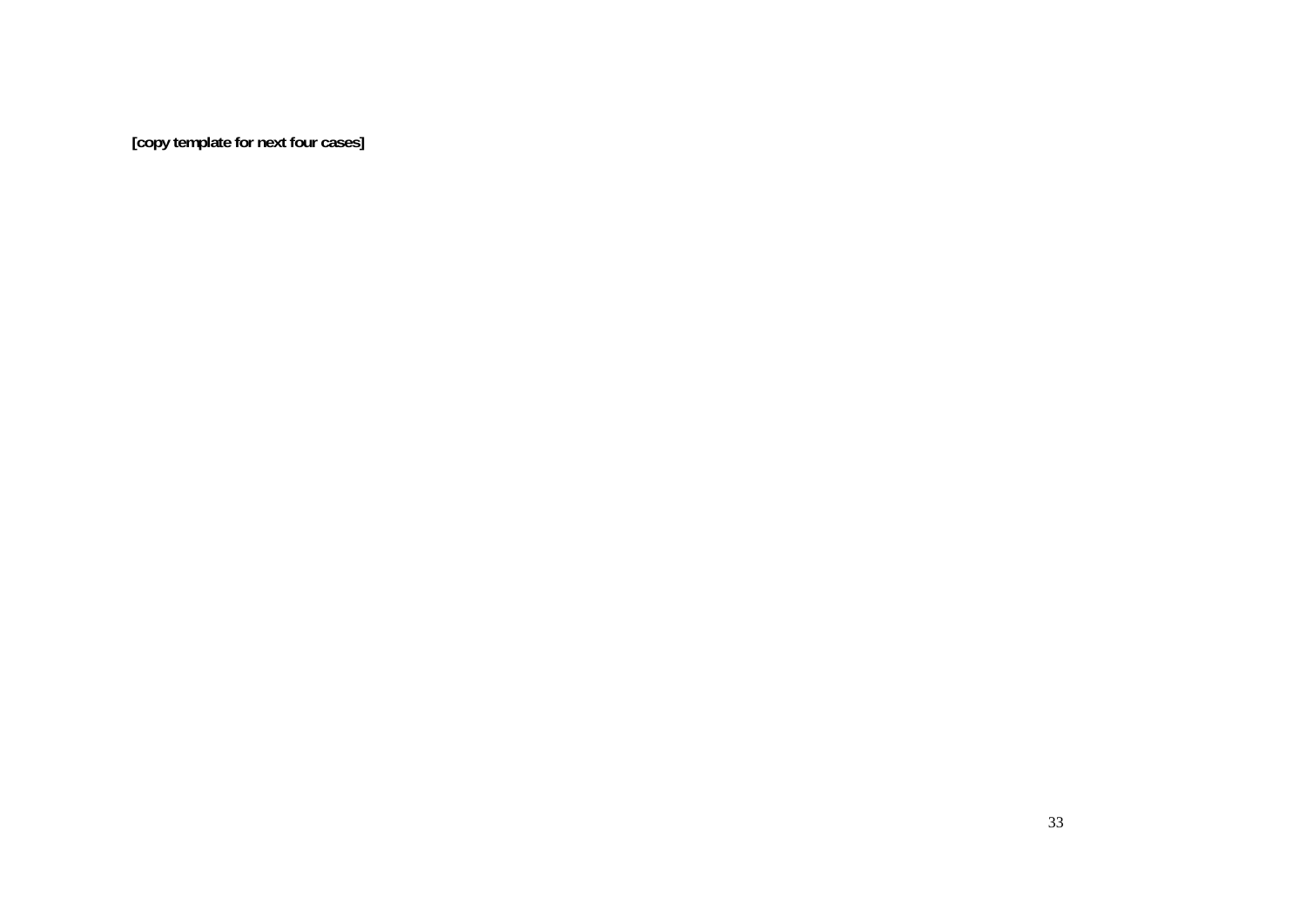**[copy template for next four cases]**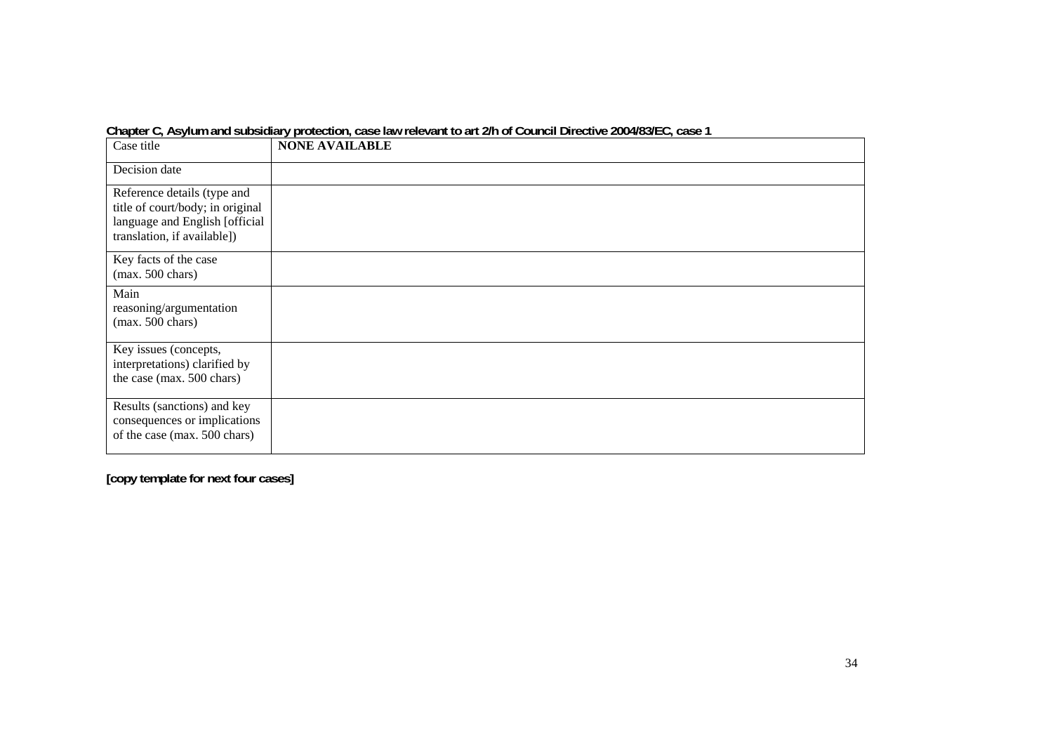**Chapter C, Asylum and subsidiary protection, case law relevant to art 2/h of Council Directive 2004/83/EC, case 1**

| Case title | **NONE AVAILABLE** |
| --- | --- |
| Decision date | |
| Reference details (type and title of court/body; in original language and English [official translation, if available]) | |
| Key facts of the case (max. 500 chars) | |
| Main reasoning/argumentation (max. 500 chars) | |
| Key issues (concepts, interpretations) clarified by the case (max. 500 chars) | |
| Results (sanctions) and key consequences or implications of the case (max. 500 chars) | |

**[copy template for next four cases]**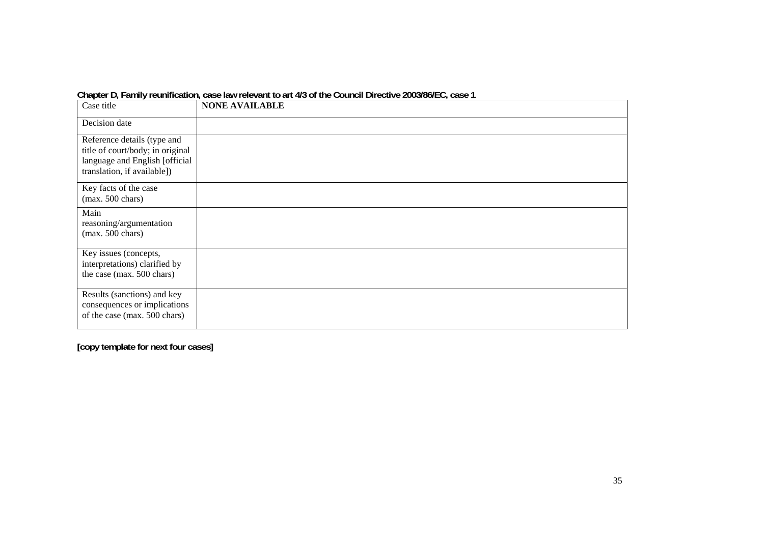**Chapter D, Family reunification, case law relevant to art 4/3 of the Council Directive 2003/86/EC, case 1**

| Case title | **NONE AVAILABLE** |
|---|---|
| Decision date | |
| Reference details (type and title of court/body; in original language and English [official translation, if available]) | |
| Key facts of the case (max. 500 chars) | |
| Main reasoning/argumentation (max. 500 chars) | |
| Key issues (concepts, interpretations) clarified by the case (max. 500 chars) | |
| Results (sanctions) and key consequences or implications of the case (max. 500 chars) | |

**[copy template for next four cases]**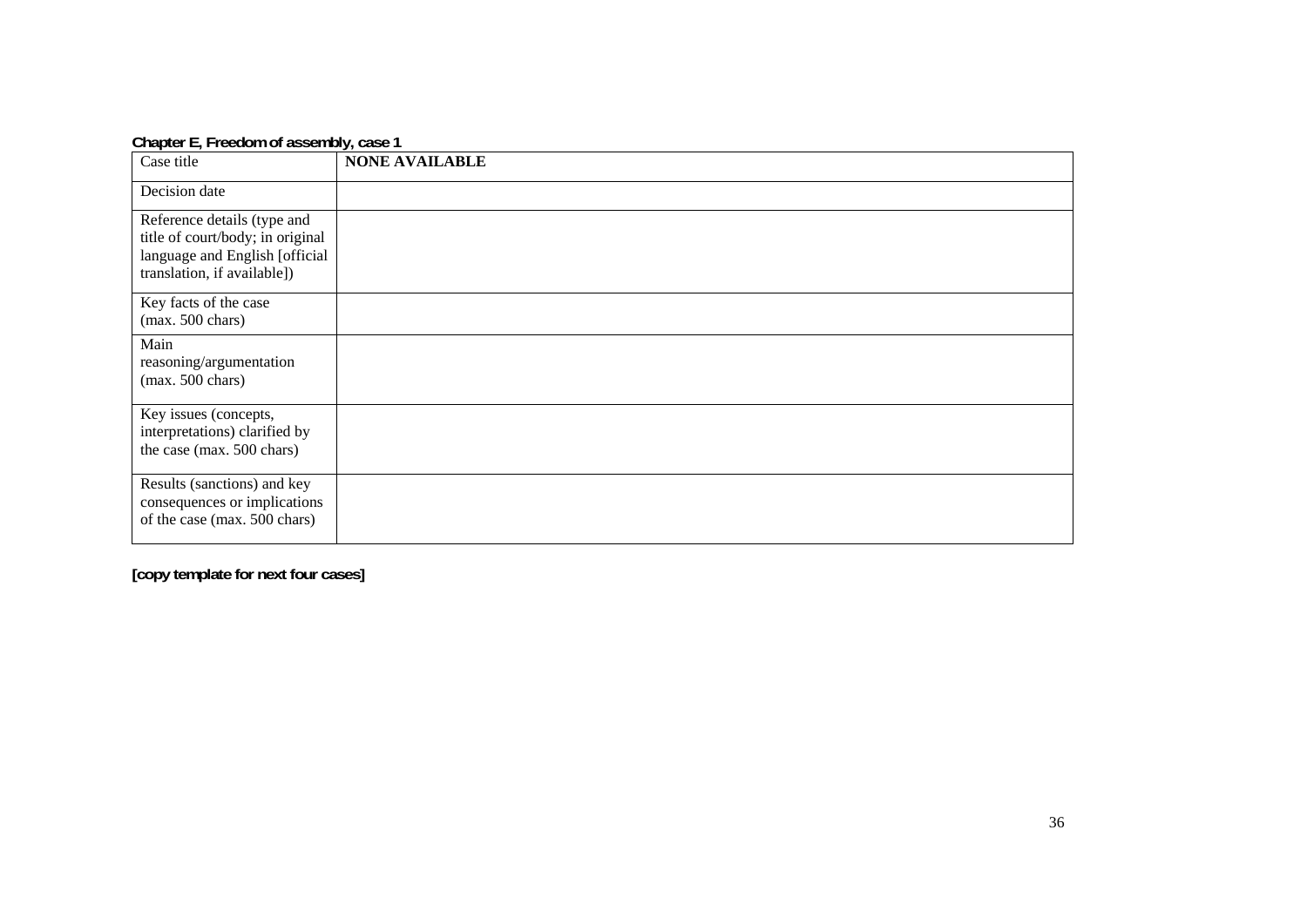**Chapter E, Freedom of assembly, case 1**

| Case title | NONE AVAILABLE |
|---|---|
| Decision date | |
| Reference details (type and title of court/body; in original language and English [official translation, if available]) | |
| Key facts of the case (max. 500 chars) | |
| Main reasoning/argumentation (max. 500 chars) | |
| Key issues (concepts, interpretations) clarified by the case (max. 500 chars) | |
| Results (sanctions) and key consequences or implications of the case (max. 500 chars) | |

**[copy template for next four cases]**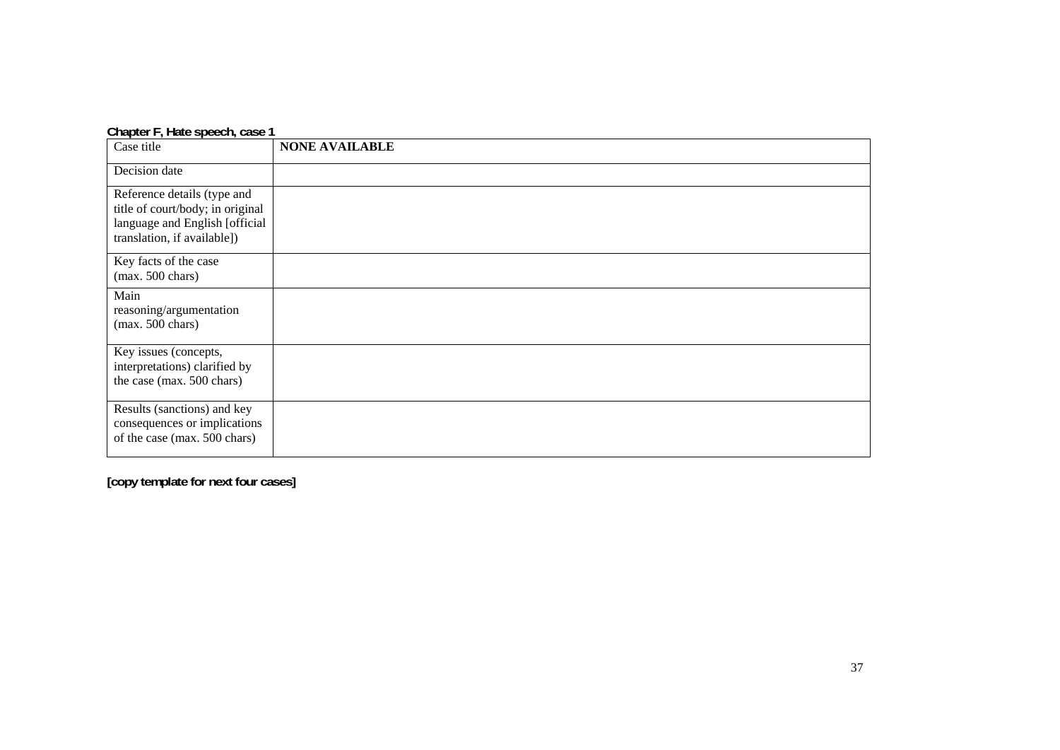**Chapter F, Hate speech, case 1**

| Case title | **NONE AVAILABLE** |
|---|---|
| Decision date | |
| Reference details (type and title of court/body; in original language and English [official translation, if available]) | |
| Key facts of the case (max. 500 chars) | |
| Main reasoning/argumentation (max. 500 chars) | |
| Key issues (concepts, interpretations) clarified by the case (max. 500 chars) | |
| Results (sanctions) and key consequences or implications of the case (max. 500 chars) | |

**[copy template for next four cases]**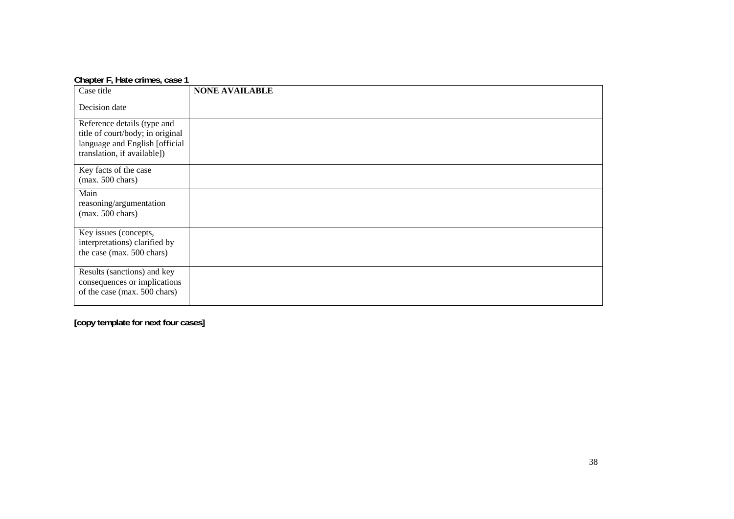**Chapter F, Hate crimes, case 1**

| Case title | **NONE AVAILABLE** |
| --- | --- |
| Decision date | |
| Reference details (type and title of court/body; in original language and English [official translation, if available]) | |
| Key facts of the case (max. 500 chars) | |
| Main reasoning/argumentation (max. 500 chars) | |
| Key issues (concepts, interpretations) clarified by the case (max. 500 chars) | |
| Results (sanctions) and key consequences or implications of the case (max. 500 chars) | |

**[copy template for next four cases]**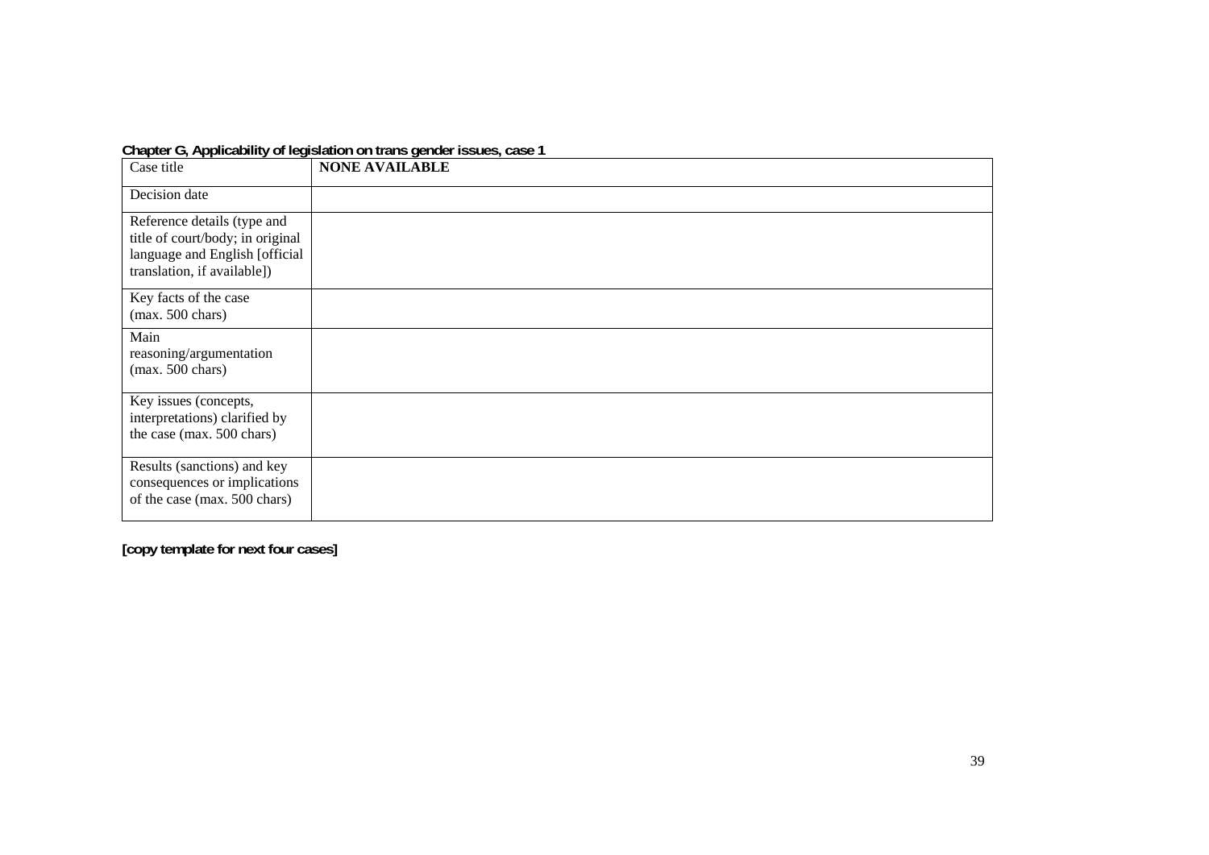**Chapter G, Applicability of legislation on trans gender issues, case 1**

| Case title | **NONE AVAILABLE** |
|---|---|
| Decision date | |
| Reference details (type and title of court/body; in original language and English [official translation, if available]) | |
| Key facts of the case (max. 500 chars) | |
| Main reasoning/argumentation (max. 500 chars) | |
| Key issues (concepts, interpretations) clarified by the case (max. 500 chars) | |
| Results (sanctions) and key consequences or implications of the case (max. 500 chars) | |

**[copy template for next four cases]**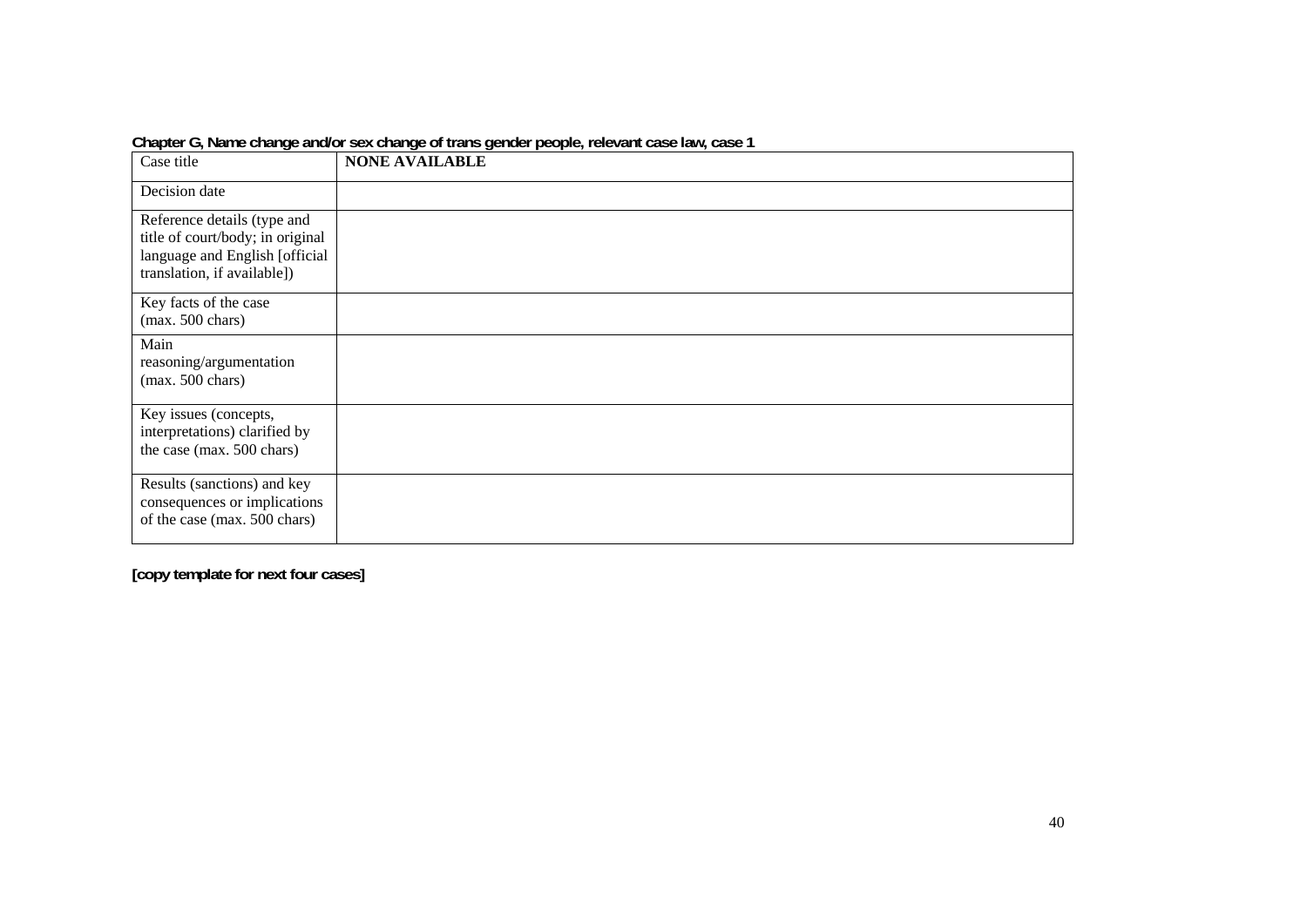**Chapter G, Name change and/or sex change of trans gender people, relevant case law, case 1**

| Case title | **NONE AVAILABLE** |
|---|---|
| Decision date | |
| Reference details (type and title of court/body; in original language and English [official translation, if available]) | |
| Key facts of the case (max. 500 chars) | |
| Main reasoning/argumentation (max. 500 chars) | |
| Key issues (concepts, interpretations) clarified by the case (max. 500 chars) | |
| Results (sanctions) and key consequences or implications of the case (max. 500 chars) | |

**[copy template for next four cases]**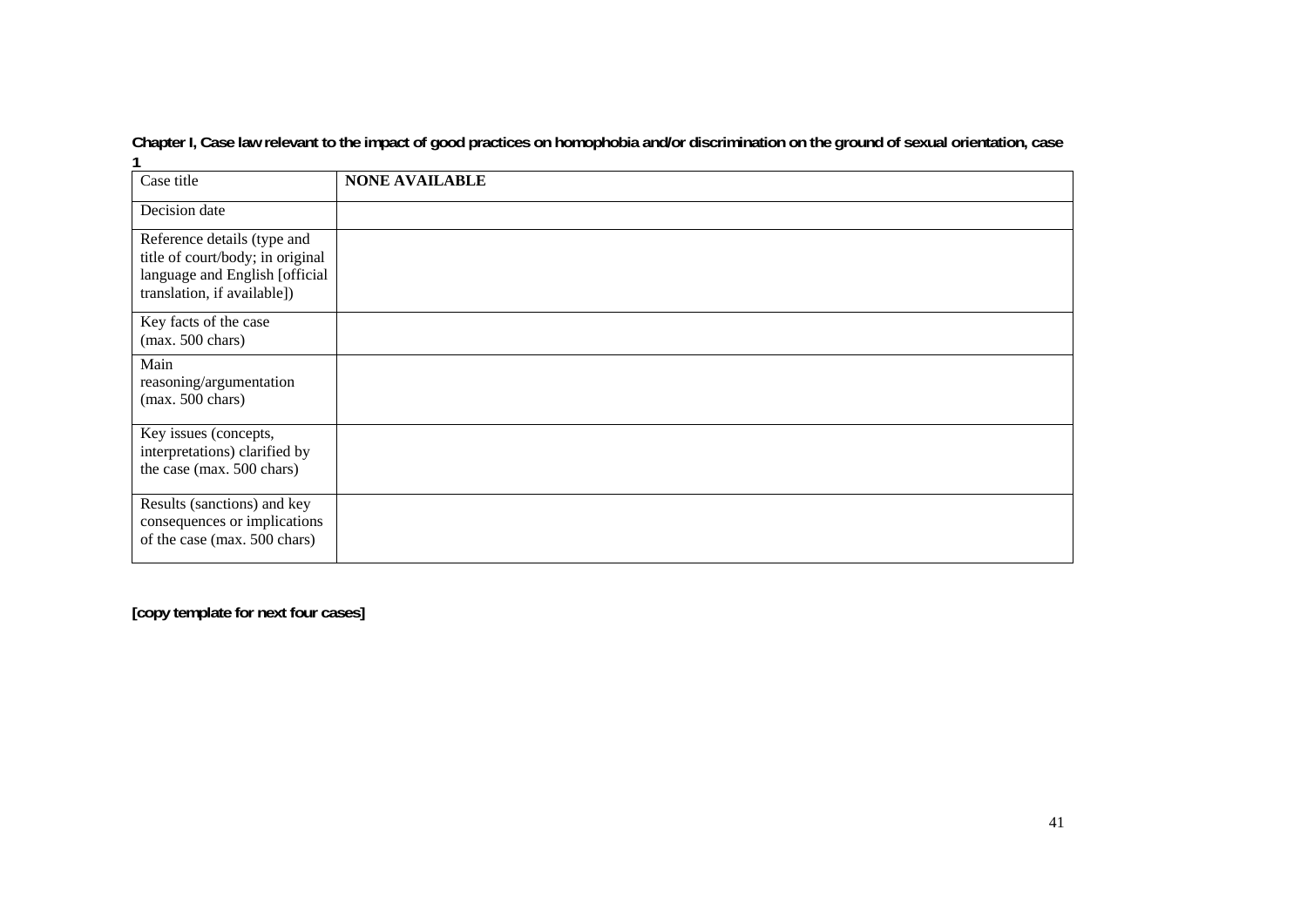**Chapter I, Case law relevant to the impact of good practices on homophobia and/or discrimination on the ground of sexual orientation, case 1**

| Case title | **NONE AVAILABLE** |
|---|---|
| Decision date | |
| Reference details (type and title of court/body; in original language and English [official translation, if available]) | |
| Key facts of the case (max. 500 chars) | |
| Main reasoning/argumentation (max. 500 chars) | |
| Key issues (concepts, interpretations) clarified by the case (max. 500 chars) | |
| Results (sanctions) and key consequences or implications of the case (max. 500 chars) | |

**[copy template for next four cases]**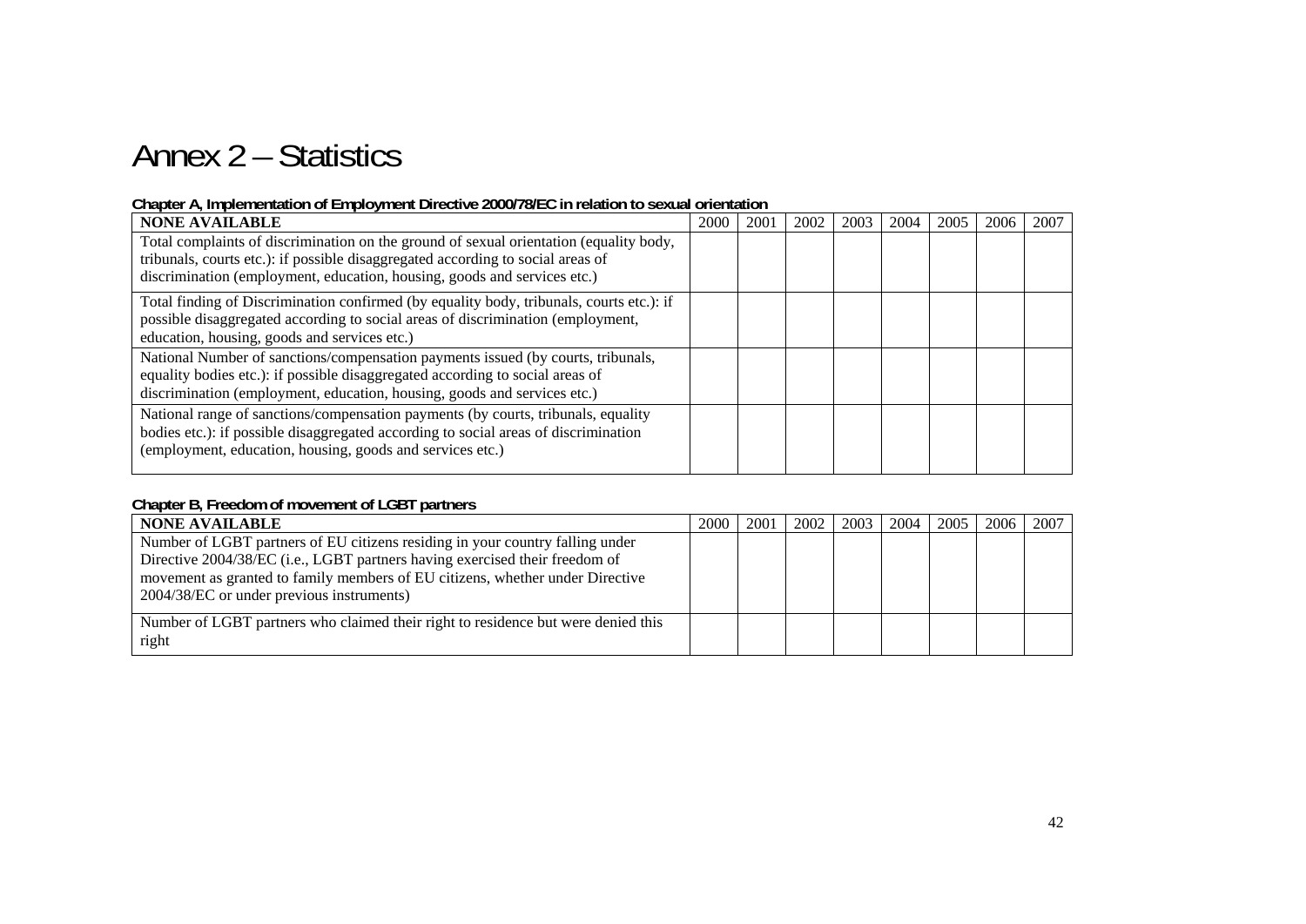# Annex 2 – Statistics

**Chapter A, Implementation of Employment Directive 2000/78/EC in relation to sexual orientation**

| **NONE AVAILABLE** | 2000 | 2001 | 2002 | 2003 | 2004 | 2005 | 2006 | 2007 |
|---|---|---|---|---|---|---|---|---|
| Total complaints of discrimination on the ground of sexual orientation (equality body, tribunals, courts etc.): if possible disaggregated according to social areas of discrimination (employment, education, housing, goods and services etc.) | | | | | | | | |
| Total finding of Discrimination confirmed (by equality body, tribunals, courts etc.): if possible disaggregated according to social areas of discrimination (employment, education, housing, goods and services etc.) | | | | | | | | |
| National Number of sanctions/compensation payments issued (by courts, tribunals, equality bodies etc.): if possible disaggregated according to social areas of discrimination (employment, education, housing, goods and services etc.) | | | | | | | | |
| National range of sanctions/compensation payments (by courts, tribunals, equality bodies etc.): if possible disaggregated according to social areas of discrimination (employment, education, housing, goods and services etc.) | | | | | | | | |

**Chapter B, Freedom of movement of LGBT partners**

| **NONE AVAILABLE** | 2000 | 2001 | 2002 | 2003 | 2004 | 2005 | 2006 | 2007 |
|---|---|---|---|---|---|---|---|---|
| Number of LGBT partners of EU citizens residing in your country falling under Directive 2004/38/EC (i.e., LGBT partners having exercised their freedom of movement as granted to family members of EU citizens, whether under Directive 2004/38/EC or under previous instruments) | | | | | | | | |
| Number of LGBT partners who claimed their right to residence but were denied this right | | | | | | | | |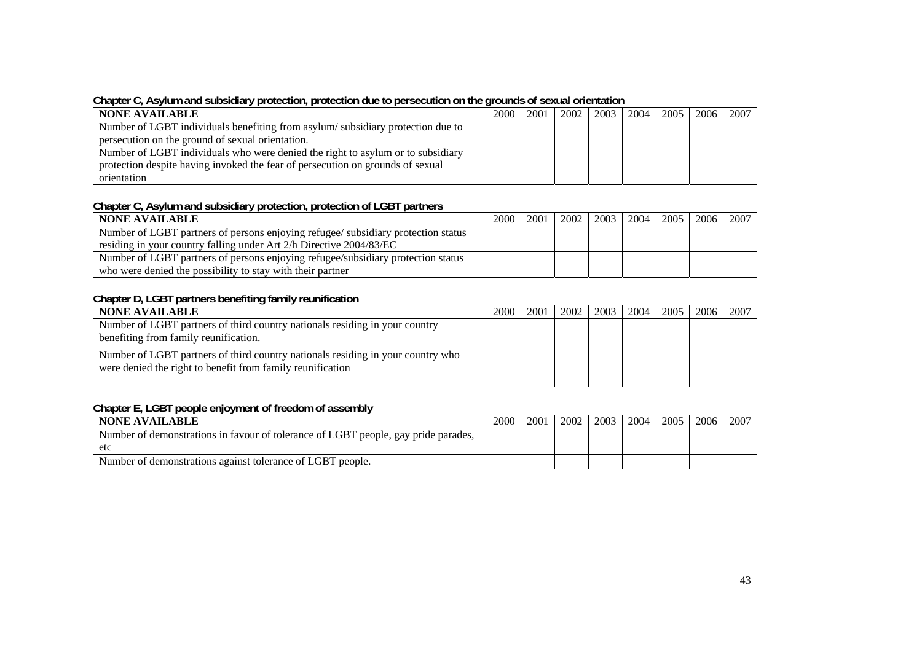**Chapter C, Asylum and subsidiary protection, protection due to persecution on the grounds of sexual orientation**

| NONE AVAILABLE | 2000 | 2001 | 2002 | 2003 | 2004 | 2005 | 2006 | 2007 |
|---|---|---|---|---|---|---|---|---|
| Number of LGBT individuals benefiting from asylum/ subsidiary protection due to persecution on the ground of sexual orientation. | | | | | | | | |
| Number of LGBT individuals who were denied the right to asylum or to subsidiary protection despite having invoked the fear of persecution on grounds of sexual orientation | | | | | | | | |

**Chapter C, Asylum and subsidiary protection, protection of LGBT partners**

| NONE AVAILABLE | 2000 | 2001 | 2002 | 2003 | 2004 | 2005 | 2006 | 2007 |
|---|---|---|---|---|---|---|---|---|
| Number of LGBT partners of persons enjoying refugee/ subsidiary protection status residing in your country falling under Art 2/h Directive 2004/83/EC | | | | | | | | |
| Number of LGBT partners of persons enjoying refugee/subsidiary protection status who were denied the possibility to stay with their partner | | | | | | | | |

**Chapter D, LGBT partners benefiting family reunification**

| NONE AVAILABLE | 2000 | 2001 | 2002 | 2003 | 2004 | 2005 | 2006 | 2007 |
|---|---|---|---|---|---|---|---|---|
| Number of LGBT partners of third country nationals residing in your country benefiting from family reunification. | | | | | | | | |
| Number of LGBT partners of third country nationals residing in your country who were denied the right to benefit from family reunification | | | | | | | | |

**Chapter E, LGBT people enjoyment of freedom of assembly**

| NONE AVAILABLE | 2000 | 2001 | 2002 | 2003 | 2004 | 2005 | 2006 | 2007 |
|---|---|---|---|---|---|---|---|---|
| Number of demonstrations in favour of tolerance of LGBT people, gay pride parades, etc | | | | | | | | |
| Number of demonstrations against tolerance of LGBT people. | | | | | | | | |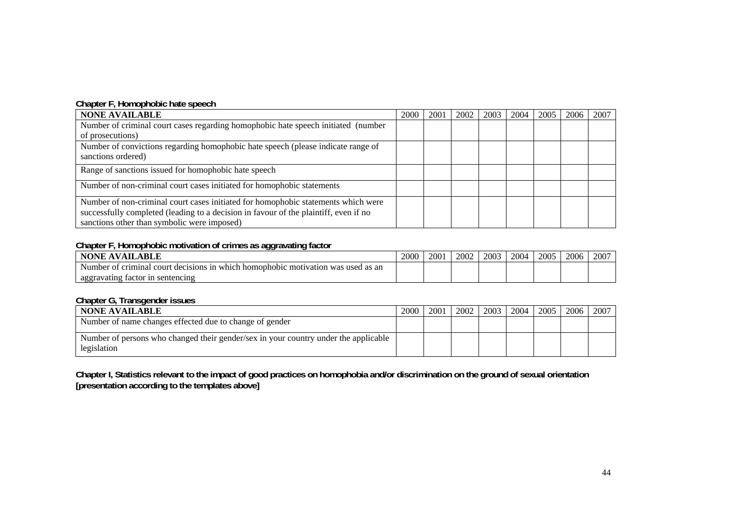**Chapter F, Homophobic hate speech**

| NONE AVAILABLE | 2000 | 2001 | 2002 | 2003 | 2004 | 2005 | 2006 | 2007 |
|---|---|---|---|---|---|---|---|---|
| Number of criminal court cases regarding homophobic hate speech initiated (number of prosecutions) | | | | | | | | |
| Number of convictions regarding homophobic hate speech (please indicate range of sanctions ordered) | | | | | | | | |
| Range of sanctions issued for homophobic hate speech | | | | | | | | |
| Number of non-criminal court cases initiated for homophobic statements | | | | | | | | |
| Number of non-criminal court cases initiated for homophobic statements which were successfully completed (leading to a decision in favour of the plaintiff, even if no sanctions other than symbolic were imposed) | | | | | | | | |

**Chapter F, Homophobic motivation of crimes as aggravating factor**

| NONE AVAILABLE | 2000 | 2001 | 2002 | 2003 | 2004 | 2005 | 2006 | 2007 |
|---|---|---|---|---|---|---|---|---|
| Number of criminal court decisions in which homophobic motivation was used as an aggravating factor in sentencing | | | | | | | | |

**Chapter G, Transgender issues**

| NONE AVAILABLE | 2000 | 2001 | 2002 | 2003 | 2004 | 2005 | 2006 | 2007 |
|---|---|---|---|---|---|---|---|---|
| Number of name changes effected due to change of gender | | | | | | | | |
| Number of persons who changed their gender/sex in your country under the applicable legislation | | | | | | | | |

**Chapter I, Statistics relevant to the impact of good practices on homophobia and/or discrimination on the ground of sexual orientation [presentation according to the templates above]**